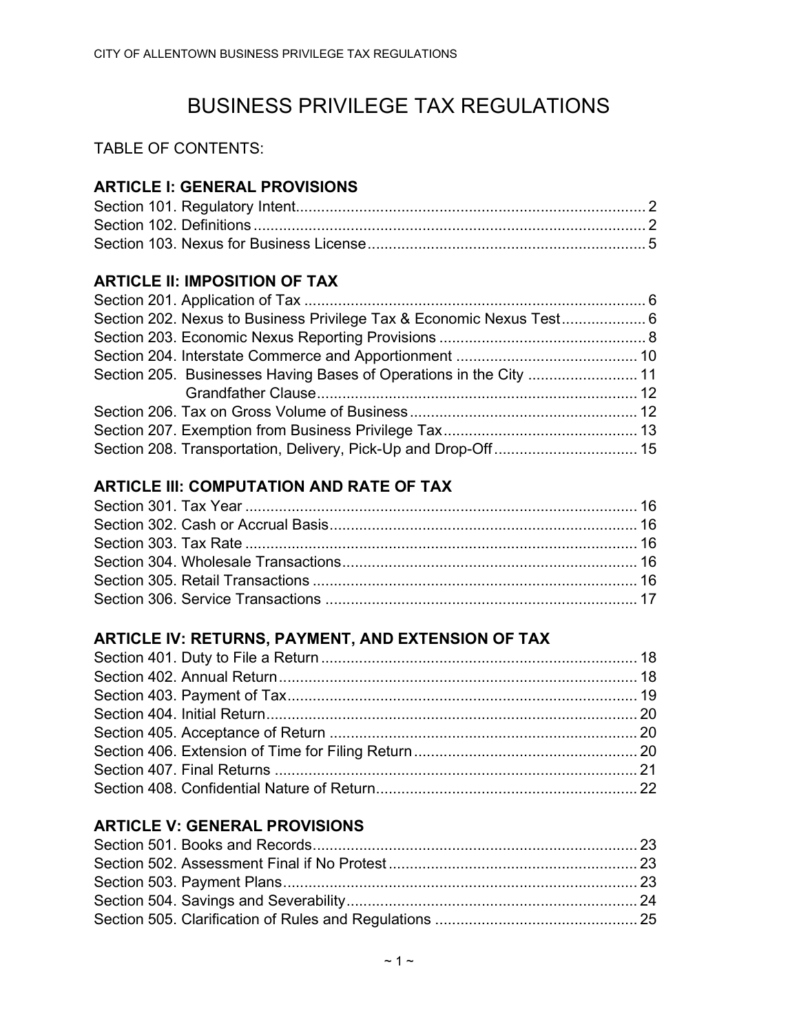# BUSINESS PRIVILEGE TAX REGULATIONS

TABLE OF CONTENTS:

## ARTICLE I: GENERAL PROVISIONS

Section 101. Regulatory Intent.................................................................................. 2
Section 102. Definitions ............................................................................................ 2
Section 103. Nexus for Business License ................................................................. 5

## ARTICLE II: IMPOSITION OF TAX

Section 201. Application of Tax ................................................................................ 6
Section 202. Nexus to Business Privilege Tax & Economic Nexus Test.................... 6
Section 203. Economic Nexus Reporting Provisions ................................................ 8
Section 204. Interstate Commerce and Apportionment ........................................... 10
Section 205. Businesses Having Bases of Operations in the City .......................... 11
Grandfather Clause........................................................................... 12
Section 206. Tax on Gross Volume of Business ..................................................... 12
Section 207. Exemption from Business Privilege Tax.............................................. 13
Section 208. Transportation, Delivery, Pick-Up and Drop-Off.................................. 15

## ARTICLE III: COMPUTATION AND RATE OF TAX

Section 301. Tax Year ............................................................................................. 16
Section 302. Cash or Accrual Basis......................................................................... 16
Section 303. Tax Rate ............................................................................................. 16
Section 304. Wholesale Transactions...................................................................... 16
Section 305. Retail Transactions ............................................................................. 16
Section 306. Service Transactions .......................................................................... 17

## ARTICLE IV: RETURNS, PAYMENT, AND EXTENSION OF TAX

Section 401. Duty to File a Return ........................................................................... 18
Section 402. Annual Return..................................................................................... 18
Section 403. Payment of Tax................................................................................... 19
Section 404. Initial Return........................................................................................ 20
Section 405. Acceptance of Return ......................................................................... 20
Section 406. Extension of Time for Filing Return..................................................... 20
Section 407. Final Returns ...................................................................................... 21
Section 408. Confidential Nature of Return.............................................................. 22

## ARTICLE V: GENERAL PROVISIONS

Section 501. Books and Records............................................................................. 23
Section 502. Assessment Final if No Protest ........................................................... 23
Section 503. Payment Plans.................................................................................... 23
Section 504. Savings and Severability..................................................................... 24
Section 505. Clarification of Rules and Regulations ................................................ 25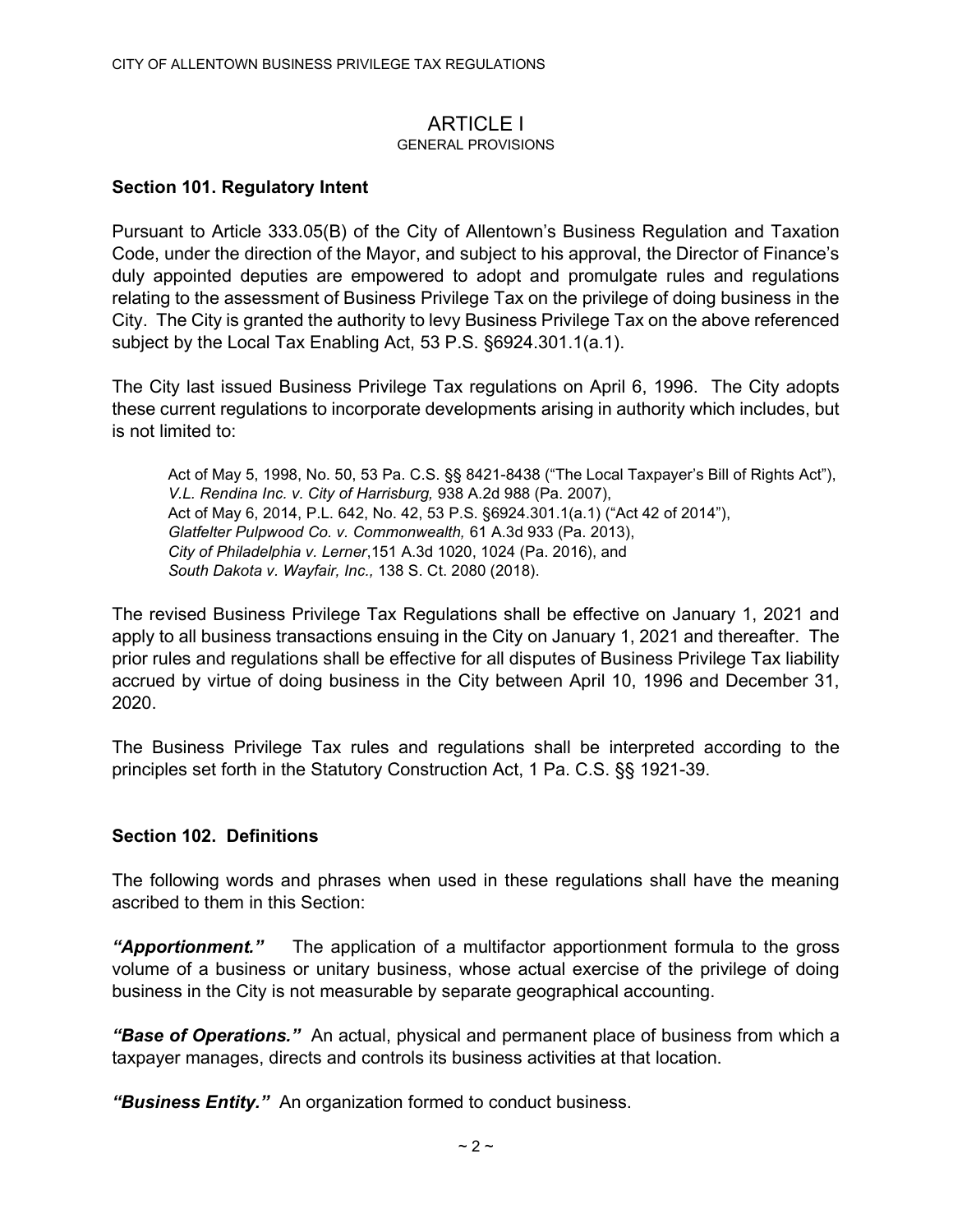# ARTICLE I

GENERAL PROVISIONS

**Section 101. Regulatory Intent**

Pursuant to Article 333.05(B) of the City of Allentown's Business Regulation and Taxation Code, under the direction of the Mayor, and subject to his approval, the Director of Finance's duly appointed deputies are empowered to adopt and promulgate rules and regulations relating to the assessment of Business Privilege Tax on the privilege of doing business in the City. The City is granted the authority to levy Business Privilege Tax on the above referenced subject by the Local Tax Enabling Act, 53 P.S. §6924.301.1(a.1).

The City last issued Business Privilege Tax regulations on April 6, 1996. The City adopts these current regulations to incorporate developments arising in authority which includes, but is not limited to:

> Act of May 5, 1998, No. 50, 53 Pa. C.S. §§ 8421-8438 ("The Local Taxpayer's Bill of Rights Act"),
> *V.L. Rendina Inc. v. City of Harrisburg,* 938 A.2d 988 (Pa. 2007),
> Act of May 6, 2014, P.L. 642, No. 42, 53 P.S. §6924.301.1(a.1) ("Act 42 of 2014"),
> *Glatfelter Pulpwood Co. v. Commonwealth,* 61 A.3d 933 (Pa. 2013),
> *City of Philadelphia v. Lerner*,151 A.3d 1020, 1024 (Pa. 2016), and
> *South Dakota v. Wayfair, Inc.,* 138 S. Ct. 2080 (2018).

The revised Business Privilege Tax Regulations shall be effective on January 1, 2021 and apply to all business transactions ensuing in the City on January 1, 2021 and thereafter. The prior rules and regulations shall be effective for all disputes of Business Privilege Tax liability accrued by virtue of doing business in the City between April 10, 1996 and December 31, 2020.

The Business Privilege Tax rules and regulations shall be interpreted according to the principles set forth in the Statutory Construction Act, 1 Pa. C.S. §§ 1921-39.

**Section 102. Definitions**

The following words and phrases when used in these regulations shall have the meaning ascribed to them in this Section:

***"Apportionment."*** The application of a multifactor apportionment formula to the gross volume of a business or unitary business, whose actual exercise of the privilege of doing business in the City is not measurable by separate geographical accounting.

***"Base of Operations."*** An actual, physical and permanent place of business from which a taxpayer manages, directs and controls its business activities at that location.

***"Business Entity."*** An organization formed to conduct business.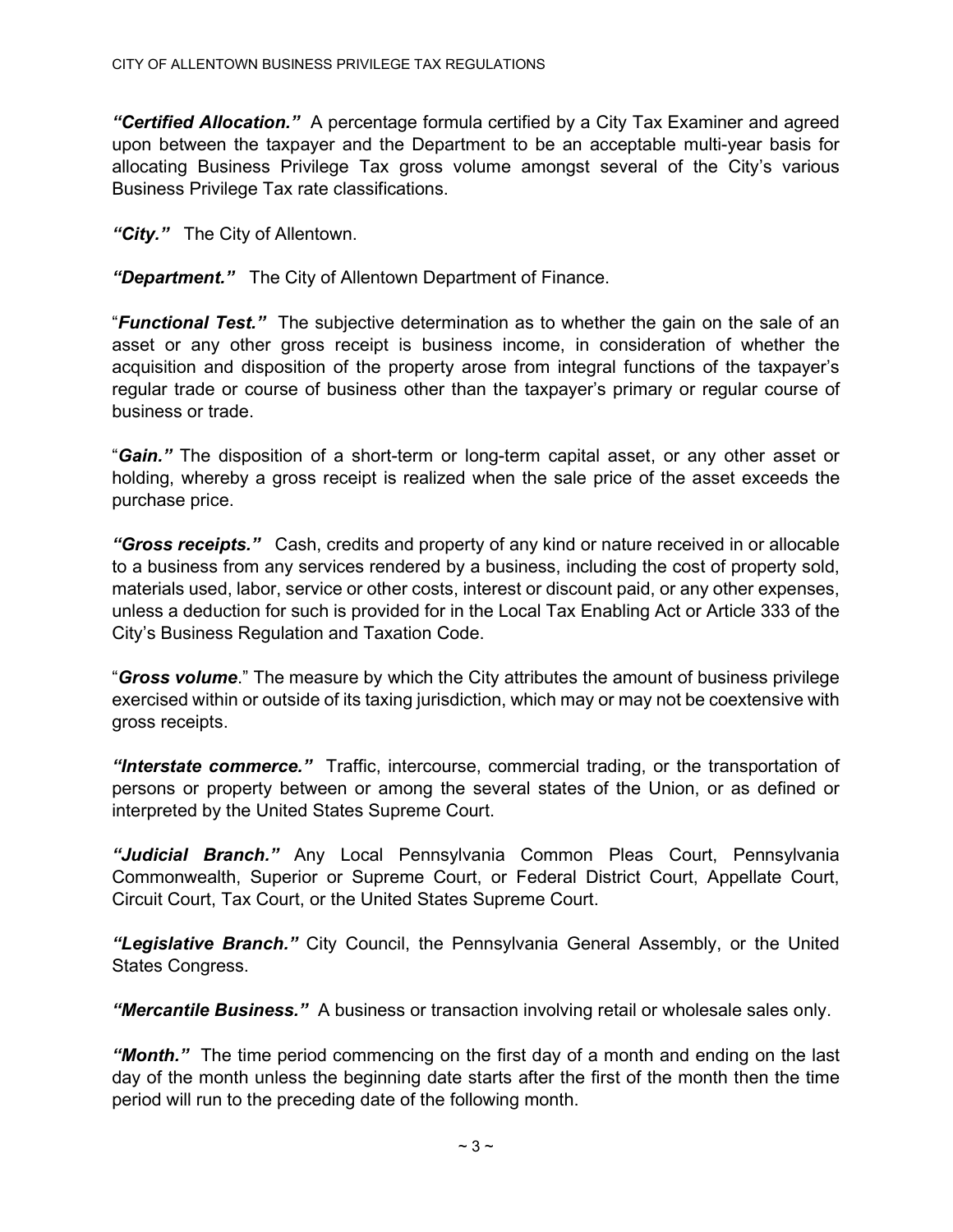***"Certified Allocation."*** A percentage formula certified by a City Tax Examiner and agreed upon between the taxpayer and the Department to be an acceptable multi-year basis for allocating Business Privilege Tax gross volume amongst several of the City's various Business Privilege Tax rate classifications.

***"City."*** The City of Allentown.

***"Department."*** The City of Allentown Department of Finance.

"***Functional Test."*** The subjective determination as to whether the gain on the sale of an asset or any other gross receipt is business income, in consideration of whether the acquisition and disposition of the property arose from integral functions of the taxpayer's regular trade or course of business other than the taxpayer's primary or regular course of business or trade.

"***Gain."*** The disposition of a short-term or long-term capital asset, or any other asset or holding, whereby a gross receipt is realized when the sale price of the asset exceeds the purchase price.

***"Gross receipts."*** Cash, credits and property of any kind or nature received in or allocable to a business from any services rendered by a business, including the cost of property sold, materials used, labor, service or other costs, interest or discount paid, or any other expenses, unless a deduction for such is provided for in the Local Tax Enabling Act or Article 333 of the City's Business Regulation and Taxation Code.

"***Gross volume***." The measure by which the City attributes the amount of business privilege exercised within or outside of its taxing jurisdiction, which may or may not be coextensive with gross receipts.

***"Interstate commerce."*** Traffic, intercourse, commercial trading, or the transportation of persons or property between or among the several states of the Union, or as defined or interpreted by the United States Supreme Court.

***"Judicial Branch."*** Any Local Pennsylvania Common Pleas Court, Pennsylvania Commonwealth, Superior or Supreme Court, or Federal District Court, Appellate Court, Circuit Court, Tax Court, or the United States Supreme Court.

***"Legislative Branch."*** City Council, the Pennsylvania General Assembly, or the United States Congress.

***"Mercantile Business."*** A business or transaction involving retail or wholesale sales only.

***"Month."*** The time period commencing on the first day of a month and ending on the last day of the month unless the beginning date starts after the first of the month then the time period will run to the preceding date of the following month.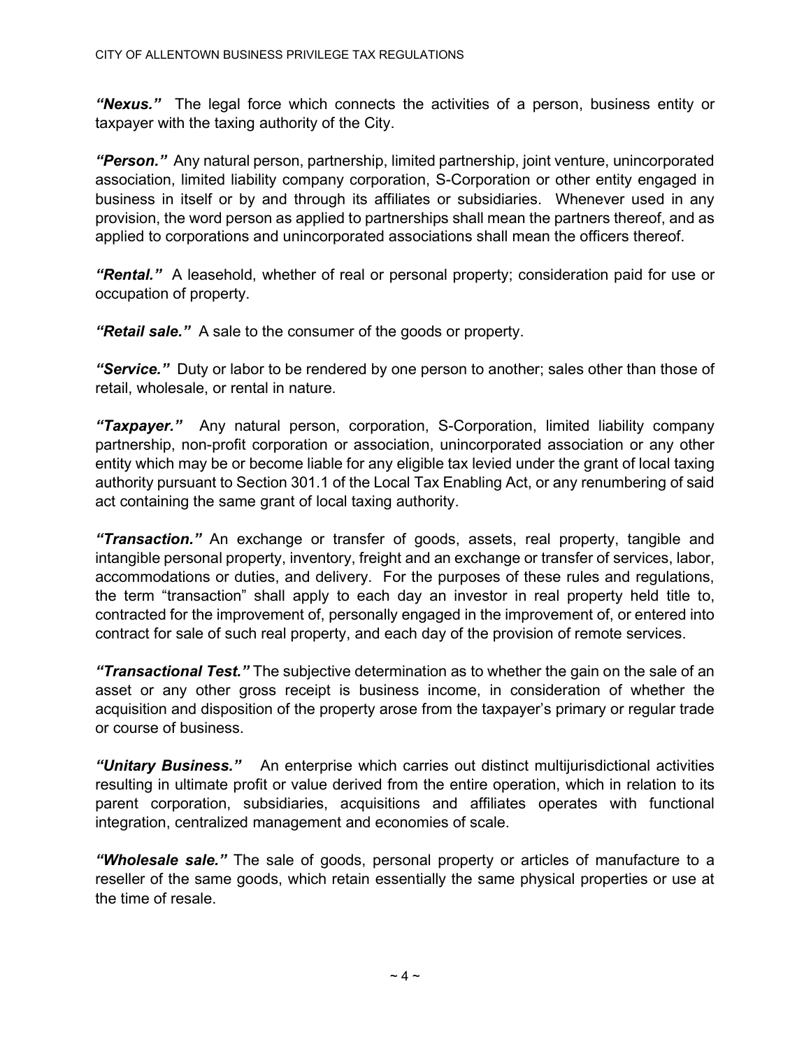***"Nexus."*** The legal force which connects the activities of a person, business entity or taxpayer with the taxing authority of the City.

***"Person."*** Any natural person, partnership, limited partnership, joint venture, unincorporated association, limited liability company corporation, S-Corporation or other entity engaged in business in itself or by and through its affiliates or subsidiaries. Whenever used in any provision, the word person as applied to partnerships shall mean the partners thereof, and as applied to corporations and unincorporated associations shall mean the officers thereof.

***"Rental."*** A leasehold, whether of real or personal property; consideration paid for use or occupation of property.

***"Retail sale."*** A sale to the consumer of the goods or property.

***"Service."*** Duty or labor to be rendered by one person to another; sales other than those of retail, wholesale, or rental in nature.

***"Taxpayer."*** Any natural person, corporation, S-Corporation, limited liability company partnership, non-profit corporation or association, unincorporated association or any other entity which may be or become liable for any eligible tax levied under the grant of local taxing authority pursuant to Section 301.1 of the Local Tax Enabling Act, or any renumbering of said act containing the same grant of local taxing authority.

***"Transaction."*** An exchange or transfer of goods, assets, real property, tangible and intangible personal property, inventory, freight and an exchange or transfer of services, labor, accommodations or duties, and delivery. For the purposes of these rules and regulations, the term "transaction" shall apply to each day an investor in real property held title to, contracted for the improvement of, personally engaged in the improvement of, or entered into contract for sale of such real property, and each day of the provision of remote services.

***"Transactional Test."*** The subjective determination as to whether the gain on the sale of an asset or any other gross receipt is business income, in consideration of whether the acquisition and disposition of the property arose from the taxpayer's primary or regular trade or course of business.

***"Unitary Business."*** An enterprise which carries out distinct multijurisdictional activities resulting in ultimate profit or value derived from the entire operation, which in relation to its parent corporation, subsidiaries, acquisitions and affiliates operates with functional integration, centralized management and economies of scale.

***"Wholesale sale."*** The sale of goods, personal property or articles of manufacture to a reseller of the same goods, which retain essentially the same physical properties or use at the time of resale.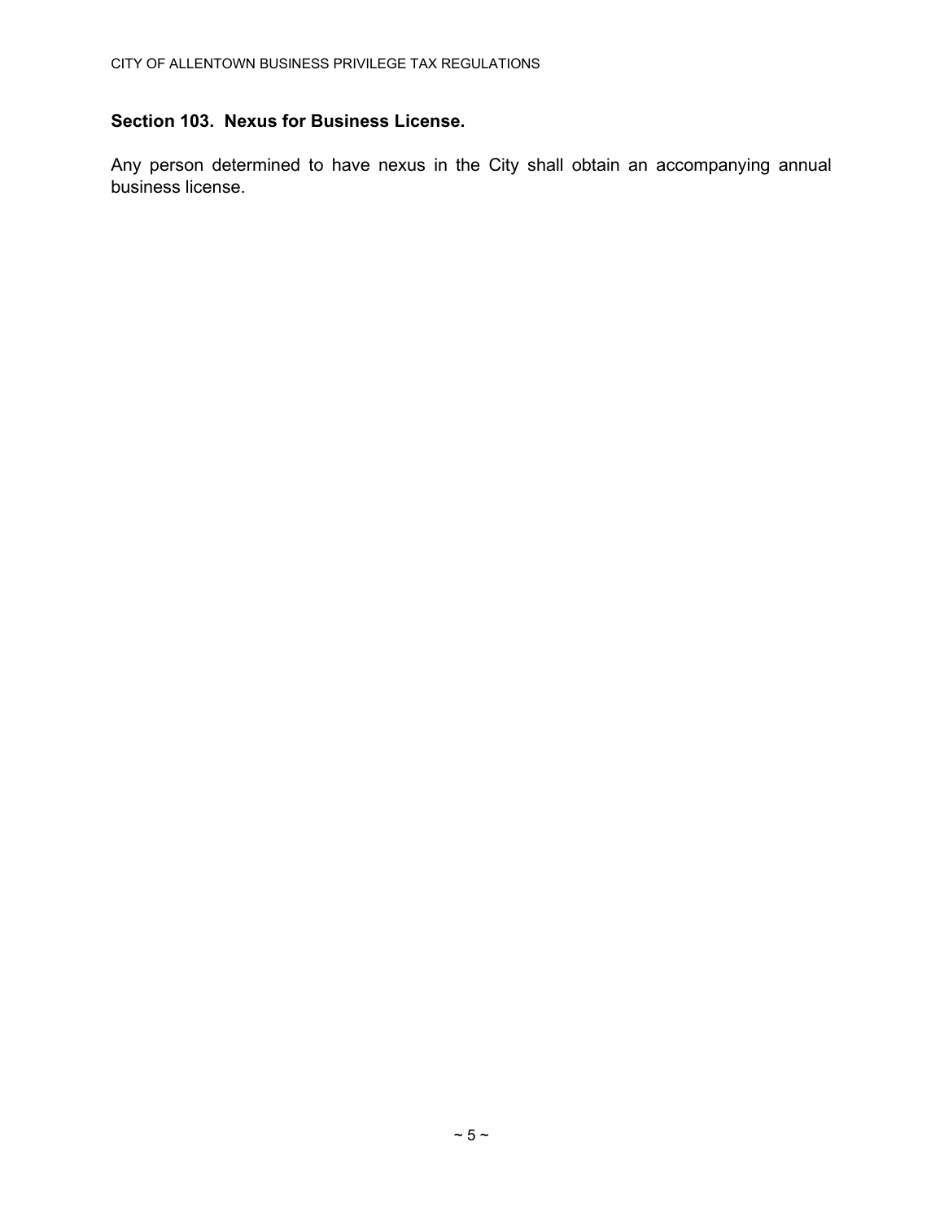## Section 103. Nexus for Business License.

Any person determined to have nexus in the City shall obtain an accompanying annual business license.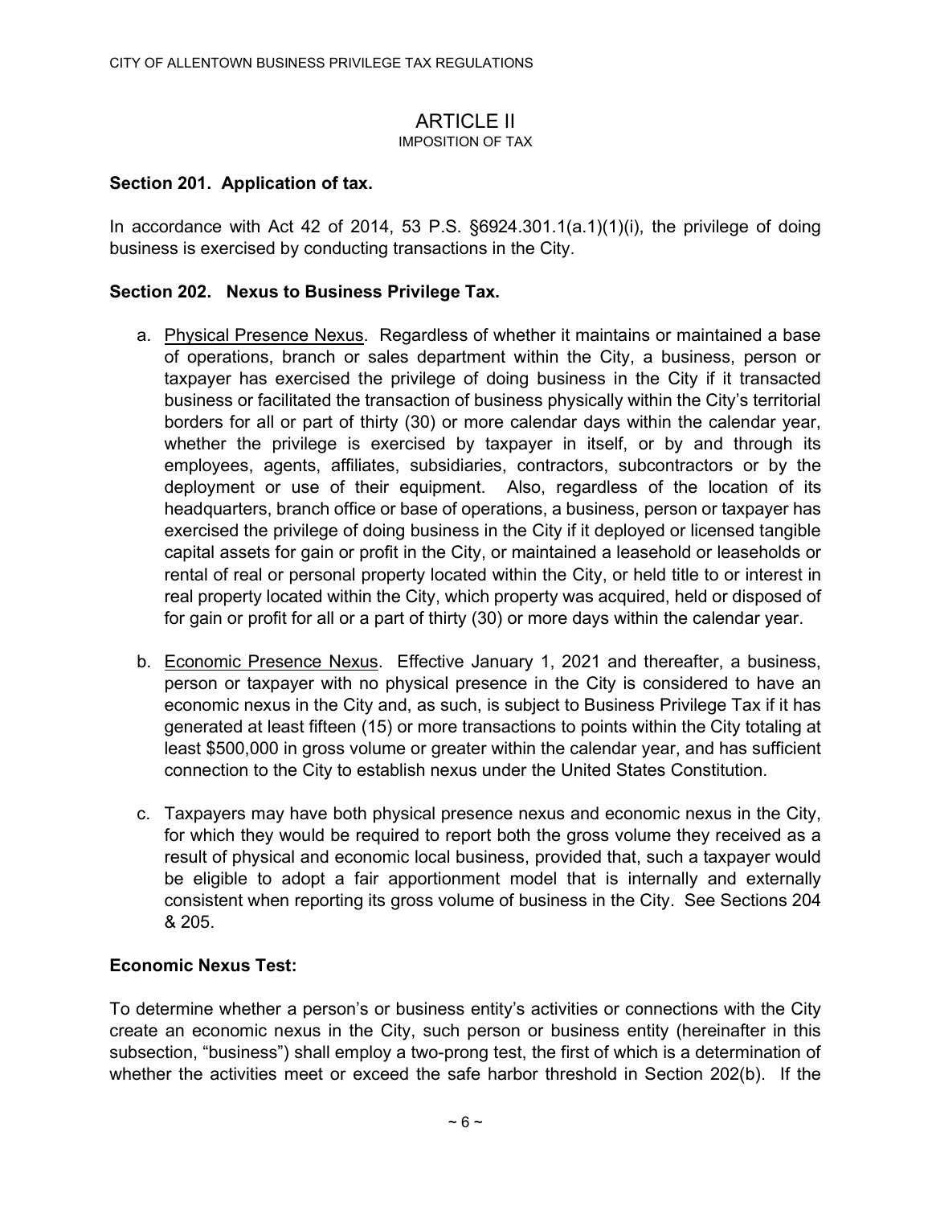# ARTICLE II

IMPOSITION OF TAX

**Section 201. Application of tax.**

In accordance with Act 42 of 2014, 53 P.S. §6924.301.1(a.1)(1)(i), the privilege of doing business is exercised by conducting transactions in the City.

**Section 202. Nexus to Business Privilege Tax.**

a. Physical Presence Nexus. Regardless of whether it maintains or maintained a base of operations, branch or sales department within the City, a business, person or taxpayer has exercised the privilege of doing business in the City if it transacted business or facilitated the transaction of business physically within the City's territorial borders for all or part of thirty (30) or more calendar days within the calendar year, whether the privilege is exercised by taxpayer in itself, or by and through its employees, agents, affiliates, subsidiaries, contractors, subcontractors or by the deployment or use of their equipment. Also, regardless of the location of its headquarters, branch office or base of operations, a business, person or taxpayer has exercised the privilege of doing business in the City if it deployed or licensed tangible capital assets for gain or profit in the City, or maintained a leasehold or leaseholds or rental of real or personal property located within the City, or held title to or interest in real property located within the City, which property was acquired, held or disposed of for gain or profit for all or a part of thirty (30) or more days within the calendar year.

b. Economic Presence Nexus. Effective January 1, 2021 and thereafter, a business, person or taxpayer with no physical presence in the City is considered to have an economic nexus in the City and, as such, is subject to Business Privilege Tax if it has generated at least fifteen (15) or more transactions to points within the City totaling at least $500,000 in gross volume or greater within the calendar year, and has sufficient connection to the City to establish nexus under the United States Constitution.

c. Taxpayers may have both physical presence nexus and economic nexus in the City, for which they would be required to report both the gross volume they received as a result of physical and economic local business, provided that, such a taxpayer would be eligible to adopt a fair apportionment model that is internally and externally consistent when reporting its gross volume of business in the City. See Sections 204 & 205.

**Economic Nexus Test:**

To determine whether a person's or business entity's activities or connections with the City create an economic nexus in the City, such person or business entity (hereinafter in this subsection, "business") shall employ a two-prong test, the first of which is a determination of whether the activities meet or exceed the safe harbor threshold in Section 202(b). If the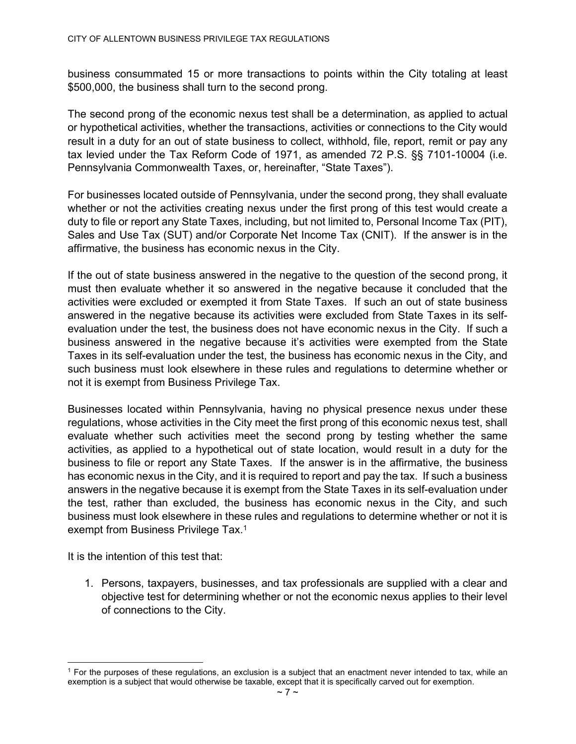business consummated 15 or more transactions to points within the City totaling at least $500,000, the business shall turn to the second prong.

The second prong of the economic nexus test shall be a determination, as applied to actual or hypothetical activities, whether the transactions, activities or connections to the City would result in a duty for an out of state business to collect, withhold, file, report, remit or pay any tax levied under the Tax Reform Code of 1971, as amended 72 P.S. §§ 7101-10004 (i.e. Pennsylvania Commonwealth Taxes, or, hereinafter, "State Taxes").

For businesses located outside of Pennsylvania, under the second prong, they shall evaluate whether or not the activities creating nexus under the first prong of this test would create a duty to file or report any State Taxes, including, but not limited to, Personal Income Tax (PIT), Sales and Use Tax (SUT) and/or Corporate Net Income Tax (CNIT). If the answer is in the affirmative, the business has economic nexus in the City.

If the out of state business answered in the negative to the question of the second prong, it must then evaluate whether it so answered in the negative because it concluded that the activities were excluded or exempted it from State Taxes. If such an out of state business answered in the negative because its activities were excluded from State Taxes in its self-evaluation under the test, the business does not have economic nexus in the City. If such a business answered in the negative because it's activities were exempted from the State Taxes in its self-evaluation under the test, the business has economic nexus in the City, and such business must look elsewhere in these rules and regulations to determine whether or not it is exempt from Business Privilege Tax.

Businesses located within Pennsylvania, having no physical presence nexus under these regulations, whose activities in the City meet the first prong of this economic nexus test, shall evaluate whether such activities meet the second prong by testing whether the same activities, as applied to a hypothetical out of state location, would result in a duty for the business to file or report any State Taxes. If the answer is in the affirmative, the business has economic nexus in the City, and it is required to report and pay the tax. If such a business answers in the negative because it is exempt from the State Taxes in its self-evaluation under the test, rather than excluded, the business has economic nexus in the City, and such business must look elsewhere in these rules and regulations to determine whether or not it is exempt from Business Privilege Tax.[1]

It is the intention of this test that:

1. Persons, taxpayers, businesses, and tax professionals are supplied with a clear and objective test for determining whether or not the economic nexus applies to their level of connections to the City.

[1] For the purposes of these regulations, an exclusion is a subject that an enactment never intended to tax, while an exemption is a subject that would otherwise be taxable, except that it is specifically carved out for exemption.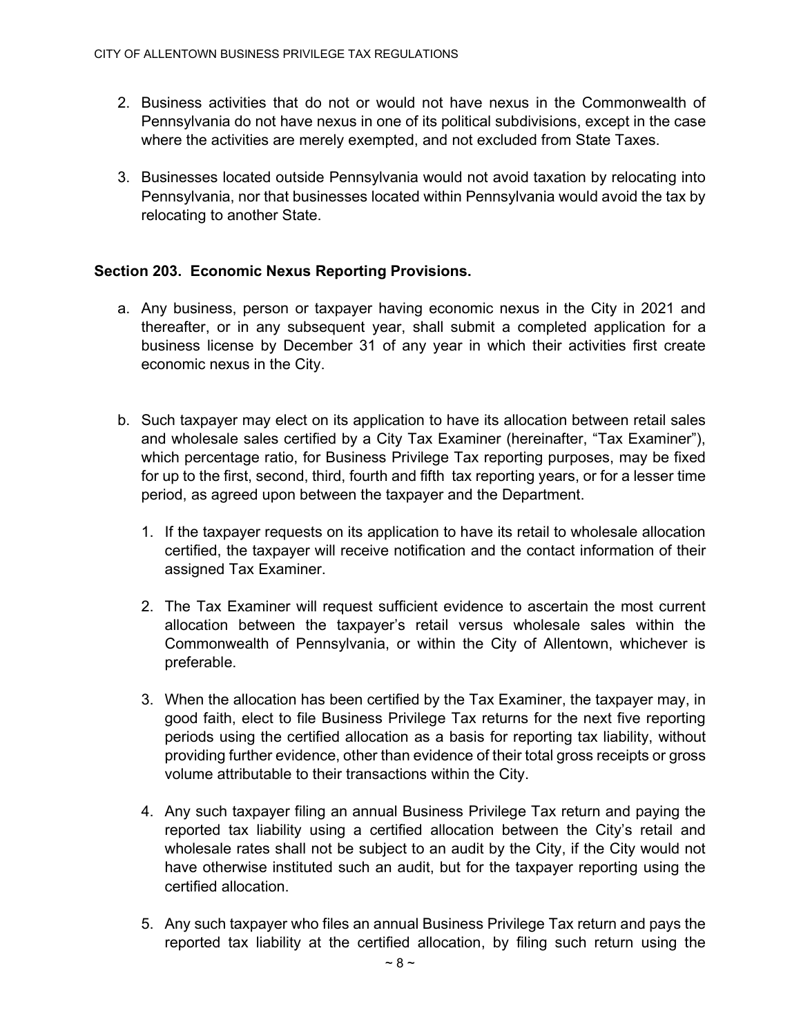2. Business activities that do not or would not have nexus in the Commonwealth of Pennsylvania do not have nexus in one of its political subdivisions, except in the case where the activities are merely exempted, and not excluded from State Taxes.

3. Businesses located outside Pennsylvania would not avoid taxation by relocating into Pennsylvania, nor that businesses located within Pennsylvania would avoid the tax by relocating to another State.

### Section 203. Economic Nexus Reporting Provisions.

a. Any business, person or taxpayer having economic nexus in the City in 2021 and thereafter, or in any subsequent year, shall submit a completed application for a business license by December 31 of any year in which their activities first create economic nexus in the City.

b. Such taxpayer may elect on its application to have its allocation between retail sales and wholesale sales certified by a City Tax Examiner (hereinafter, "Tax Examiner"), which percentage ratio, for Business Privilege Tax reporting purposes, may be fixed for up to the first, second, third, fourth and fifth tax reporting years, or for a lesser time period, as agreed upon between the taxpayer and the Department.

   1. If the taxpayer requests on its application to have its retail to wholesale allocation certified, the taxpayer will receive notification and the contact information of their assigned Tax Examiner.

   2. The Tax Examiner will request sufficient evidence to ascertain the most current allocation between the taxpayer's retail versus wholesale sales within the Commonwealth of Pennsylvania, or within the City of Allentown, whichever is preferable.

   3. When the allocation has been certified by the Tax Examiner, the taxpayer may, in good faith, elect to file Business Privilege Tax returns for the next five reporting periods using the certified allocation as a basis for reporting tax liability, without providing further evidence, other than evidence of their total gross receipts or gross volume attributable to their transactions within the City.

   4. Any such taxpayer filing an annual Business Privilege Tax return and paying the reported tax liability using a certified allocation between the City's retail and wholesale rates shall not be subject to an audit by the City, if the City would not have otherwise instituted such an audit, but for the taxpayer reporting using the certified allocation.

   5. Any such taxpayer who files an annual Business Privilege Tax return and pays the reported tax liability at the certified allocation, by filing such return using the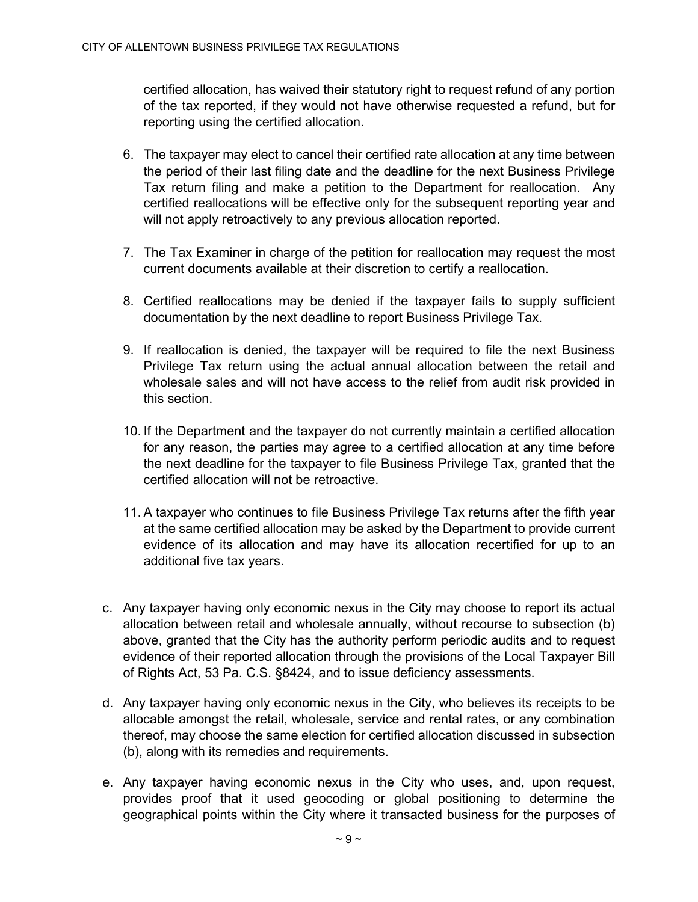certified allocation, has waived their statutory right to request refund of any portion of the tax reported, if they would not have otherwise requested a refund, but for reporting using the certified allocation.

6. The taxpayer may elect to cancel their certified rate allocation at any time between the period of their last filing date and the deadline for the next Business Privilege Tax return filing and make a petition to the Department for reallocation. Any certified reallocations will be effective only for the subsequent reporting year and will not apply retroactively to any previous allocation reported.

7. The Tax Examiner in charge of the petition for reallocation may request the most current documents available at their discretion to certify a reallocation.

8. Certified reallocations may be denied if the taxpayer fails to supply sufficient documentation by the next deadline to report Business Privilege Tax.

9. If reallocation is denied, the taxpayer will be required to file the next Business Privilege Tax return using the actual annual allocation between the retail and wholesale sales and will not have access to the relief from audit risk provided in this section.

10. If the Department and the taxpayer do not currently maintain a certified allocation for any reason, the parties may agree to a certified allocation at any time before the next deadline for the taxpayer to file Business Privilege Tax, granted that the certified allocation will not be retroactive.

11. A taxpayer who continues to file Business Privilege Tax returns after the fifth year at the same certified allocation may be asked by the Department to provide current evidence of its allocation and may have its allocation recertified for up to an additional five tax years.

c. Any taxpayer having only economic nexus in the City may choose to report its actual allocation between retail and wholesale annually, without recourse to subsection (b) above, granted that the City has the authority perform periodic audits and to request evidence of their reported allocation through the provisions of the Local Taxpayer Bill of Rights Act, 53 Pa. C.S. §8424, and to issue deficiency assessments.

d. Any taxpayer having only economic nexus in the City, who believes its receipts to be allocable amongst the retail, wholesale, service and rental rates, or any combination thereof, may choose the same election for certified allocation discussed in subsection (b), along with its remedies and requirements.

e. Any taxpayer having economic nexus in the City who uses, and, upon request, provides proof that it used geocoding or global positioning to determine the geographical points within the City where it transacted business for the purposes of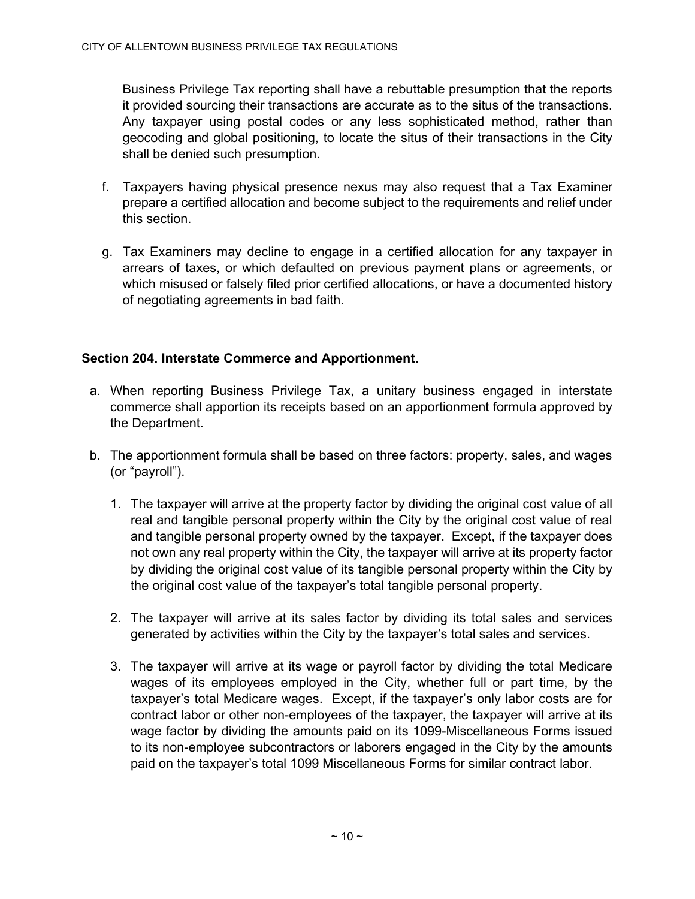Business Privilege Tax reporting shall have a rebuttable presumption that the reports it provided sourcing their transactions are accurate as to the situs of the transactions. Any taxpayer using postal codes or any less sophisticated method, rather than geocoding and global positioning, to locate the situs of their transactions in the City shall be denied such presumption.

f. Taxpayers having physical presence nexus may also request that a Tax Examiner prepare a certified allocation and become subject to the requirements and relief under this section.

g. Tax Examiners may decline to engage in a certified allocation for any taxpayer in arrears of taxes, or which defaulted on previous payment plans or agreements, or which misused or falsely filed prior certified allocations, or have a documented history of negotiating agreements in bad faith.

## Section 204. Interstate Commerce and Apportionment.

a. When reporting Business Privilege Tax, a unitary business engaged in interstate commerce shall apportion its receipts based on an apportionment formula approved by the Department.

b. The apportionment formula shall be based on three factors: property, sales, and wages (or "payroll").

   1. The taxpayer will arrive at the property factor by dividing the original cost value of all real and tangible personal property within the City by the original cost value of real and tangible personal property owned by the taxpayer. Except, if the taxpayer does not own any real property within the City, the taxpayer will arrive at its property factor by dividing the original cost value of its tangible personal property within the City by the original cost value of the taxpayer's total tangible personal property.

   2. The taxpayer will arrive at its sales factor by dividing its total sales and services generated by activities within the City by the taxpayer's total sales and services.

   3. The taxpayer will arrive at its wage or payroll factor by dividing the total Medicare wages of its employees employed in the City, whether full or part time, by the taxpayer's total Medicare wages. Except, if the taxpayer's only labor costs are for contract labor or other non-employees of the taxpayer, the taxpayer will arrive at its wage factor by dividing the amounts paid on its 1099-Miscellaneous Forms issued to its non-employee subcontractors or laborers engaged in the City by the amounts paid on the taxpayer's total 1099 Miscellaneous Forms for similar contract labor.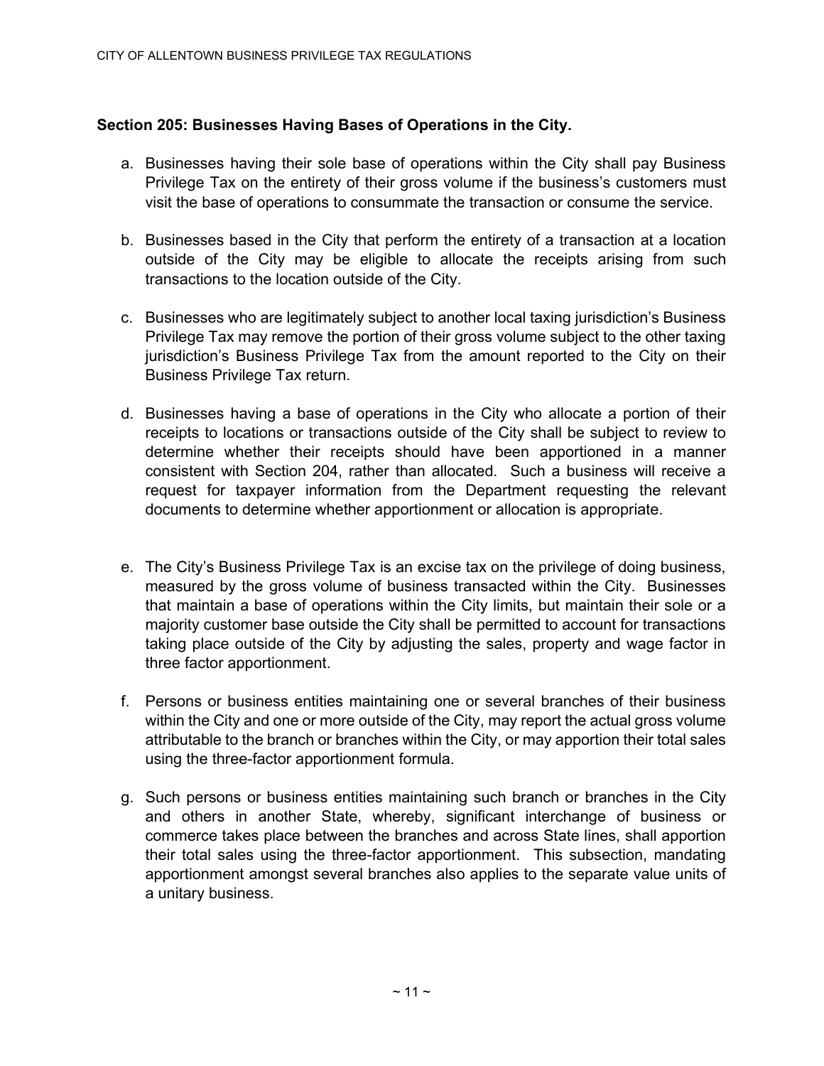## Section 205: Businesses Having Bases of Operations in the City.

a. Businesses having their sole base of operations within the City shall pay Business Privilege Tax on the entirety of their gross volume if the business's customers must visit the base of operations to consummate the transaction or consume the service.

b. Businesses based in the City that perform the entirety of a transaction at a location outside of the City may be eligible to allocate the receipts arising from such transactions to the location outside of the City.

c. Businesses who are legitimately subject to another local taxing jurisdiction's Business Privilege Tax may remove the portion of their gross volume subject to the other taxing jurisdiction's Business Privilege Tax from the amount reported to the City on their Business Privilege Tax return.

d. Businesses having a base of operations in the City who allocate a portion of their receipts to locations or transactions outside of the City shall be subject to review to determine whether their receipts should have been apportioned in a manner consistent with Section 204, rather than allocated. Such a business will receive a request for taxpayer information from the Department requesting the relevant documents to determine whether apportionment or allocation is appropriate.

e. The City's Business Privilege Tax is an excise tax on the privilege of doing business, measured by the gross volume of business transacted within the City. Businesses that maintain a base of operations within the City limits, but maintain their sole or a majority customer base outside the City shall be permitted to account for transactions taking place outside of the City by adjusting the sales, property and wage factor in three factor apportionment.

f. Persons or business entities maintaining one or several branches of their business within the City and one or more outside of the City, may report the actual gross volume attributable to the branch or branches within the City, or may apportion their total sales using the three-factor apportionment formula.

g. Such persons or business entities maintaining such branch or branches in the City and others in another State, whereby, significant interchange of business or commerce takes place between the branches and across State lines, shall apportion their total sales using the three-factor apportionment. This subsection, mandating apportionment amongst several branches also applies to the separate value units of a unitary business.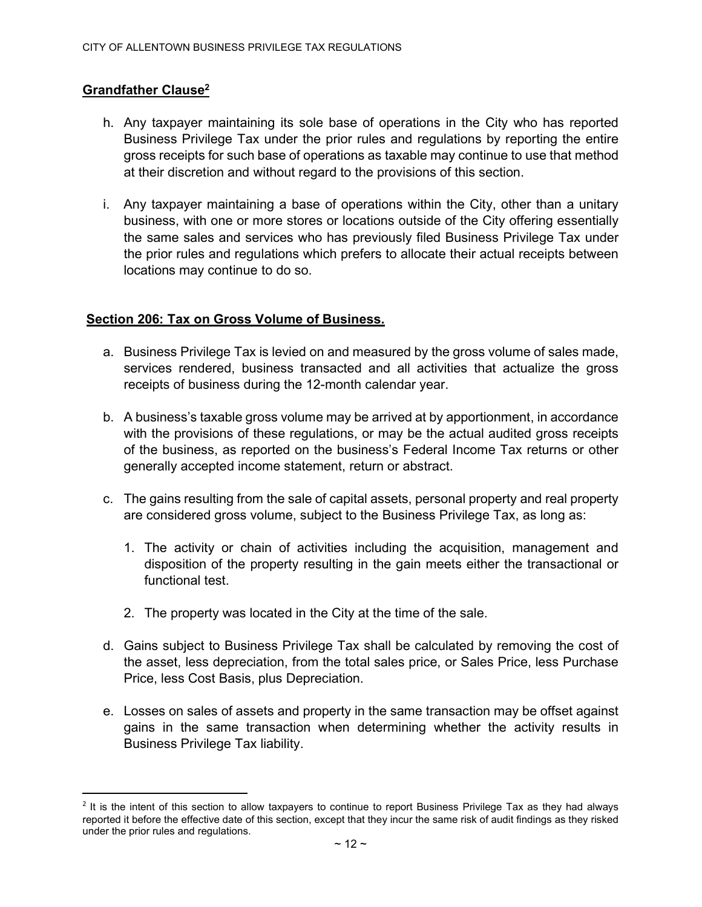**Grandfather Clause[2]**

h. Any taxpayer maintaining its sole base of operations in the City who has reported Business Privilege Tax under the prior rules and regulations by reporting the entire gross receipts for such base of operations as taxable may continue to use that method at their discretion and without regard to the provisions of this section.

i. Any taxpayer maintaining a base of operations within the City, other than a unitary business, with one or more stores or locations outside of the City offering essentially the same sales and services who has previously filed Business Privilege Tax under the prior rules and regulations which prefers to allocate their actual receipts between locations may continue to do so.

**Section 206: Tax on Gross Volume of Business.**

a. Business Privilege Tax is levied on and measured by the gross volume of sales made, services rendered, business transacted and all activities that actualize the gross receipts of business during the 12-month calendar year.

b. A business's taxable gross volume may be arrived at by apportionment, in accordance with the provisions of these regulations, or may be the actual audited gross receipts of the business, as reported on the business's Federal Income Tax returns or other generally accepted income statement, return or abstract.

c. The gains resulting from the sale of capital assets, personal property and real property are considered gross volume, subject to the Business Privilege Tax, as long as:

   1. The activity or chain of activities including the acquisition, management and disposition of the property resulting in the gain meets either the transactional or functional test.

   2. The property was located in the City at the time of the sale.

d. Gains subject to Business Privilege Tax shall be calculated by removing the cost of the asset, less depreciation, from the total sales price, or Sales Price, less Purchase Price, less Cost Basis, plus Depreciation.

e. Losses on sales of assets and property in the same transaction may be offset against gains in the same transaction when determining whether the activity results in Business Privilege Tax liability.

---

[2] It is the intent of this section to allow taxpayers to continue to report Business Privilege Tax as they had always reported it before the effective date of this section, except that they incur the same risk of audit findings as they risked under the prior rules and regulations.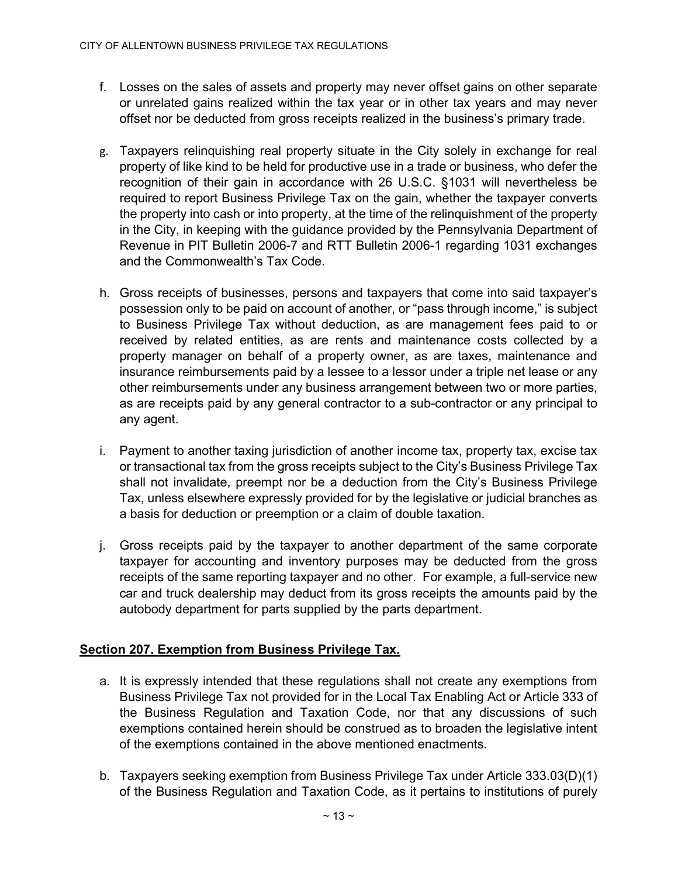f. Losses on the sales of assets and property may never offset gains on other separate or unrelated gains realized within the tax year or in other tax years and may never offset nor be deducted from gross receipts realized in the business's primary trade.

g. Taxpayers relinquishing real property situate in the City solely in exchange for real property of like kind to be held for productive use in a trade or business, who defer the recognition of their gain in accordance with 26 U.S.C. §1031 will nevertheless be required to report Business Privilege Tax on the gain, whether the taxpayer converts the property into cash or into property, at the time of the relinquishment of the property in the City, in keeping with the guidance provided by the Pennsylvania Department of Revenue in PIT Bulletin 2006-7 and RTT Bulletin 2006-1 regarding 1031 exchanges and the Commonwealth's Tax Code.

h. Gross receipts of businesses, persons and taxpayers that come into said taxpayer's possession only to be paid on account of another, or "pass through income," is subject to Business Privilege Tax without deduction, as are management fees paid to or received by related entities, as are rents and maintenance costs collected by a property manager on behalf of a property owner, as are taxes, maintenance and insurance reimbursements paid by a lessee to a lessor under a triple net lease or any other reimbursements under any business arrangement between two or more parties, as are receipts paid by any general contractor to a sub-contractor or any principal to any agent.

i. Payment to another taxing jurisdiction of another income tax, property tax, excise tax or transactional tax from the gross receipts subject to the City's Business Privilege Tax shall not invalidate, preempt nor be a deduction from the City's Business Privilege Tax, unless elsewhere expressly provided for by the legislative or judicial branches as a basis for deduction or preemption or a claim of double taxation.

j. Gross receipts paid by the taxpayer to another department of the same corporate taxpayer for accounting and inventory purposes may be deducted from the gross receipts of the same reporting taxpayer and no other. For example, a full-service new car and truck dealership may deduct from its gross receipts the amounts paid by the autobody department for parts supplied by the parts department.

## Section 207. Exemption from Business Privilege Tax.

a. It is expressly intended that these regulations shall not create any exemptions from Business Privilege Tax not provided for in the Local Tax Enabling Act or Article 333 of the Business Regulation and Taxation Code, nor that any discussions of such exemptions contained herein should be construed as to broaden the legislative intent of the exemptions contained in the above mentioned enactments.

b. Taxpayers seeking exemption from Business Privilege Tax under Article 333.03(D)(1) of the Business Regulation and Taxation Code, as it pertains to institutions of purely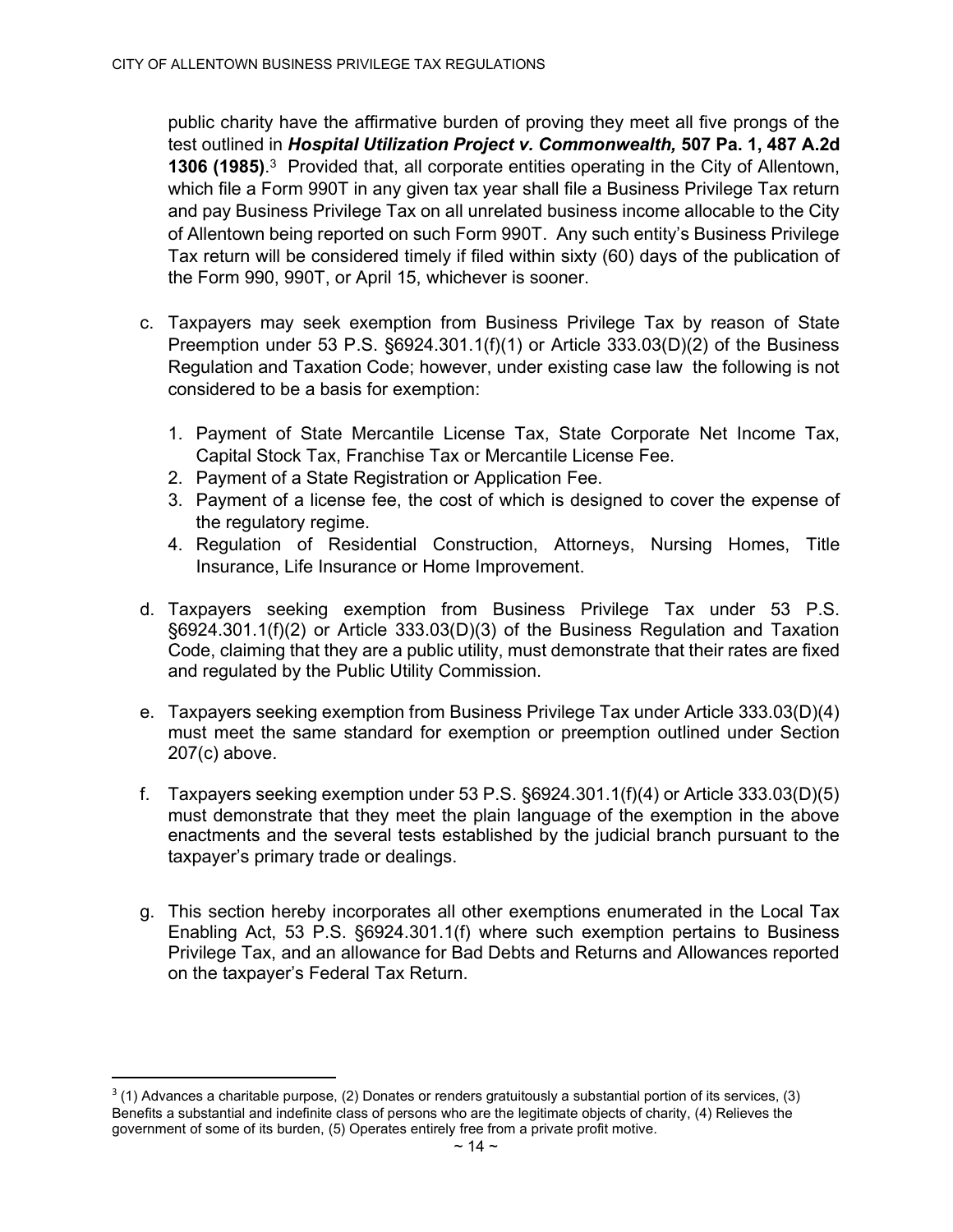public charity have the affirmative burden of proving they meet all five prongs of the test outlined in ***Hospital Utilization Project v. Commonwealth,*** **507 Pa. 1, 487 A.2d 1306 (1985)**.[3] Provided that, all corporate entities operating in the City of Allentown, which file a Form 990T in any given tax year shall file a Business Privilege Tax return and pay Business Privilege Tax on all unrelated business income allocable to the City of Allentown being reported on such Form 990T. Any such entity's Business Privilege Tax return will be considered timely if filed within sixty (60) days of the publication of the Form 990, 990T, or April 15, whichever is sooner.

c. Taxpayers may seek exemption from Business Privilege Tax by reason of State Preemption under 53 P.S. §6924.301.1(f)(1) or Article 333.03(D)(2) of the Business Regulation and Taxation Code; however, under existing case law the following is not considered to be a basis for exemption:

   1. Payment of State Mercantile License Tax, State Corporate Net Income Tax, Capital Stock Tax, Franchise Tax or Mercantile License Fee.
   2. Payment of a State Registration or Application Fee.
   3. Payment of a license fee, the cost of which is designed to cover the expense of the regulatory regime.
   4. Regulation of Residential Construction, Attorneys, Nursing Homes, Title Insurance, Life Insurance or Home Improvement.

d. Taxpayers seeking exemption from Business Privilege Tax under 53 P.S. §6924.301.1(f)(2) or Article 333.03(D)(3) of the Business Regulation and Taxation Code, claiming that they are a public utility, must demonstrate that their rates are fixed and regulated by the Public Utility Commission.

e. Taxpayers seeking exemption from Business Privilege Tax under Article 333.03(D)(4) must meet the same standard for exemption or preemption outlined under Section 207(c) above.

f. Taxpayers seeking exemption under 53 P.S. §6924.301.1(f)(4) or Article 333.03(D)(5) must demonstrate that they meet the plain language of the exemption in the above enactments and the several tests established by the judicial branch pursuant to the taxpayer's primary trade or dealings.

g. This section hereby incorporates all other exemptions enumerated in the Local Tax Enabling Act, 53 P.S. §6924.301.1(f) where such exemption pertains to Business Privilege Tax, and an allowance for Bad Debts and Returns and Allowances reported on the taxpayer's Federal Tax Return.

---

[3] (1) Advances a charitable purpose, (2) Donates or renders gratuitously a substantial portion of its services, (3) Benefits a substantial and indefinite class of persons who are the legitimate objects of charity, (4) Relieves the government of some of its burden, (5) Operates entirely free from a private profit motive.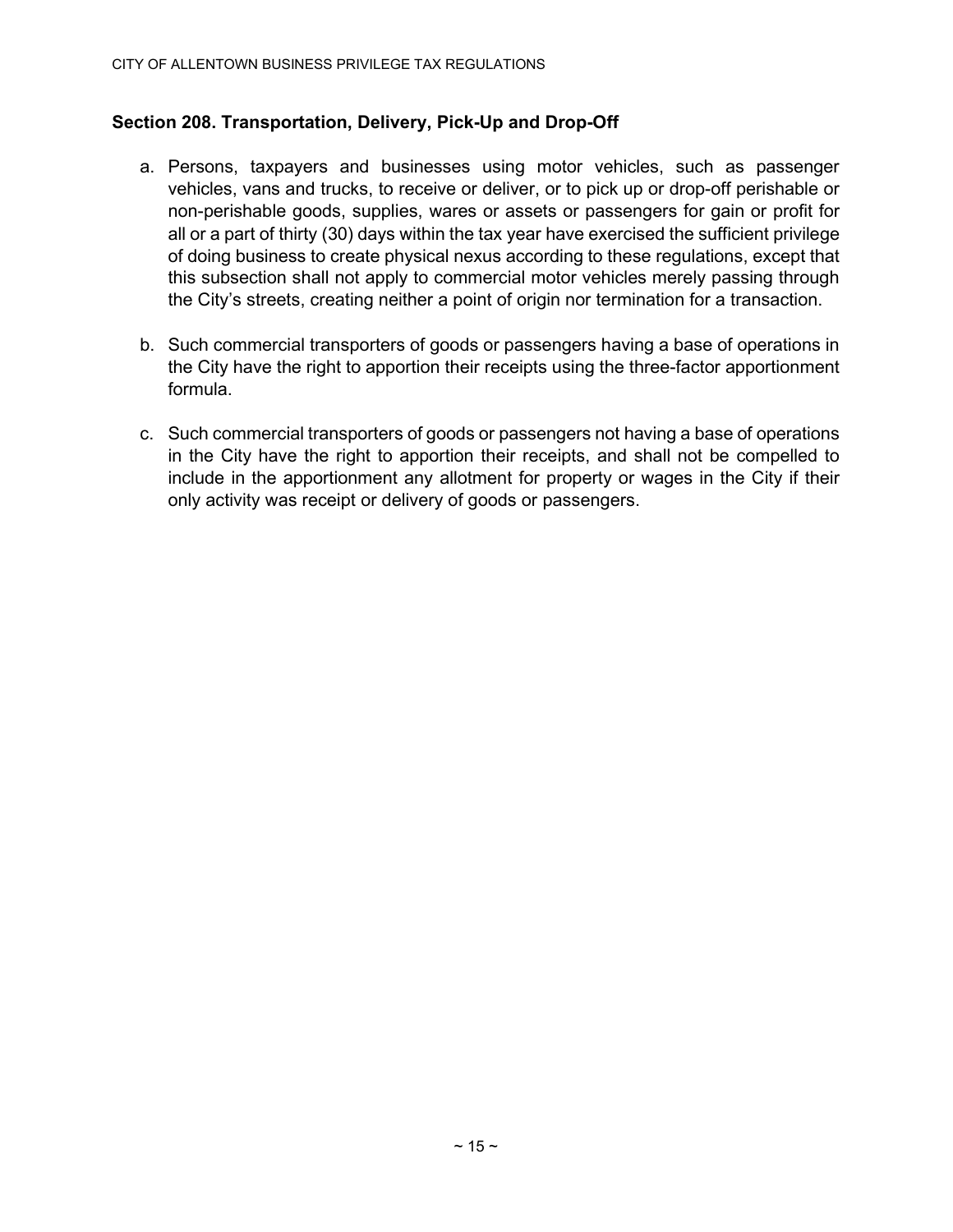## Section 208. Transportation, Delivery, Pick-Up and Drop-Off

a. Persons, taxpayers and businesses using motor vehicles, such as passenger vehicles, vans and trucks, to receive or deliver, or to pick up or drop-off perishable or non-perishable goods, supplies, wares or assets or passengers for gain or profit for all or a part of thirty (30) days within the tax year have exercised the sufficient privilege of doing business to create physical nexus according to these regulations, except that this subsection shall not apply to commercial motor vehicles merely passing through the City's streets, creating neither a point of origin nor termination for a transaction.

b. Such commercial transporters of goods or passengers having a base of operations in the City have the right to apportion their receipts using the three-factor apportionment formula.

c. Such commercial transporters of goods or passengers not having a base of operations in the City have the right to apportion their receipts, and shall not be compelled to include in the apportionment any allotment for property or wages in the City if their only activity was receipt or delivery of goods or passengers.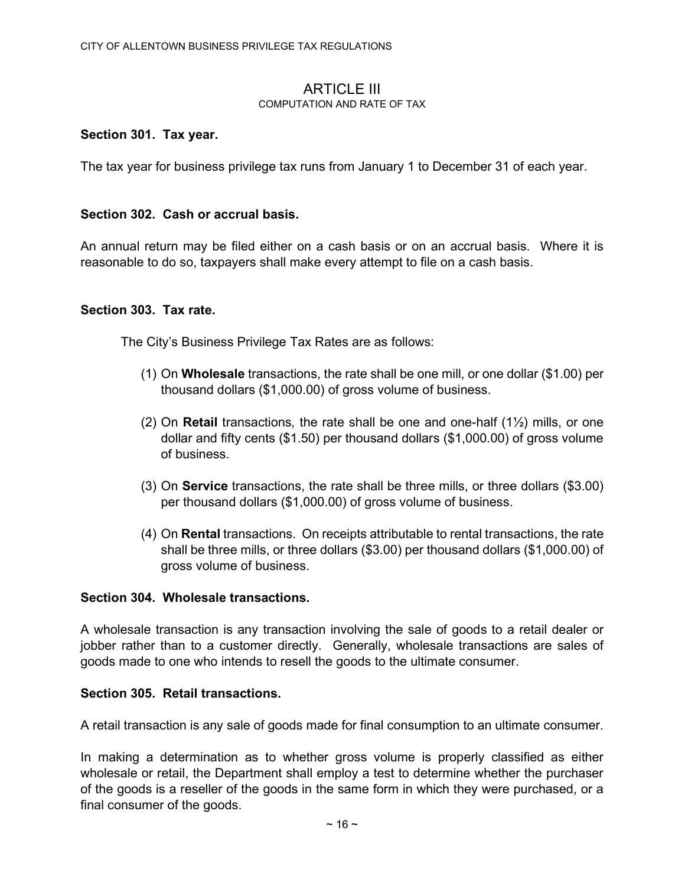# ARTICLE III

COMPUTATION AND RATE OF TAX

**Section 301. Tax year.**

The tax year for business privilege tax runs from January 1 to December 31 of each year.

**Section 302. Cash or accrual basis.**

An annual return may be filed either on a cash basis or on an accrual basis. Where it is reasonable to do so, taxpayers shall make every attempt to file on a cash basis.

**Section 303. Tax rate.**

The City's Business Privilege Tax Rates are as follows:

(1) On **Wholesale** transactions, the rate shall be one mill, or one dollar ($1.00) per thousand dollars ($1,000.00) of gross volume of business.

(2) On **Retail** transactions*,* the rate shall be one and one-half (1½) mills, or one dollar and fifty cents ($1.50) per thousand dollars ($1,000.00) of gross volume of business.

(3) On **Service** transactions, the rate shall be three mills, or three dollars ($3.00) per thousand dollars ($1,000.00) of gross volume of business.

(4) On **Rental** transactions. On receipts attributable to rental transactions, the rate shall be three mills, or three dollars ($3.00) per thousand dollars ($1,000.00) of gross volume of business.

**Section 304. Wholesale transactions.**

A wholesale transaction is any transaction involving the sale of goods to a retail dealer or jobber rather than to a customer directly. Generally, wholesale transactions are sales of goods made to one who intends to resell the goods to the ultimate consumer.

**Section 305. Retail transactions.**

A retail transaction is any sale of goods made for final consumption to an ultimate consumer.

In making a determination as to whether gross volume is properly classified as either wholesale or retail, the Department shall employ a test to determine whether the purchaser of the goods is a reseller of the goods in the same form in which they were purchased, or a final consumer of the goods.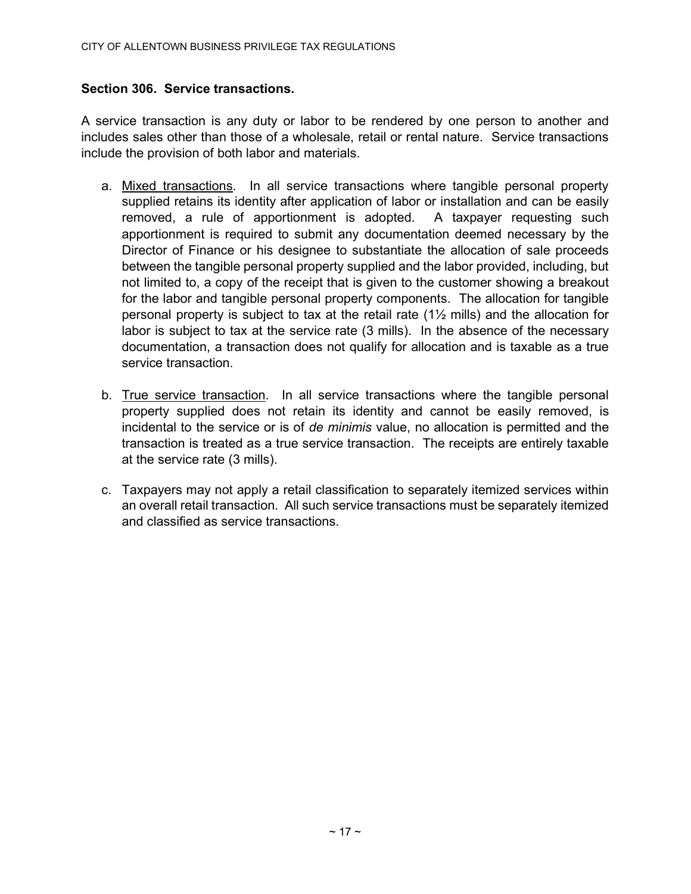## Section 306. Service transactions.

A service transaction is any duty or labor to be rendered by one person to another and includes sales other than those of a wholesale, retail or rental nature. Service transactions include the provision of both labor and materials.

a. Mixed transactions. In all service transactions where tangible personal property supplied retains its identity after application of labor or installation and can be easily removed, a rule of apportionment is adopted. A taxpayer requesting such apportionment is required to submit any documentation deemed necessary by the Director of Finance or his designee to substantiate the allocation of sale proceeds between the tangible personal property supplied and the labor provided, including, but not limited to, a copy of the receipt that is given to the customer showing a breakout for the labor and tangible personal property components. The allocation for tangible personal property is subject to tax at the retail rate (1½ mills) and the allocation for labor is subject to tax at the service rate (3 mills). In the absence of the necessary documentation, a transaction does not qualify for allocation and is taxable as a true service transaction.

b. True service transaction. In all service transactions where the tangible personal property supplied does not retain its identity and cannot be easily removed, is incidental to the service or is of *de minimis* value, no allocation is permitted and the transaction is treated as a true service transaction. The receipts are entirely taxable at the service rate (3 mills).

c. Taxpayers may not apply a retail classification to separately itemized services within an overall retail transaction. All such service transactions must be separately itemized and classified as service transactions.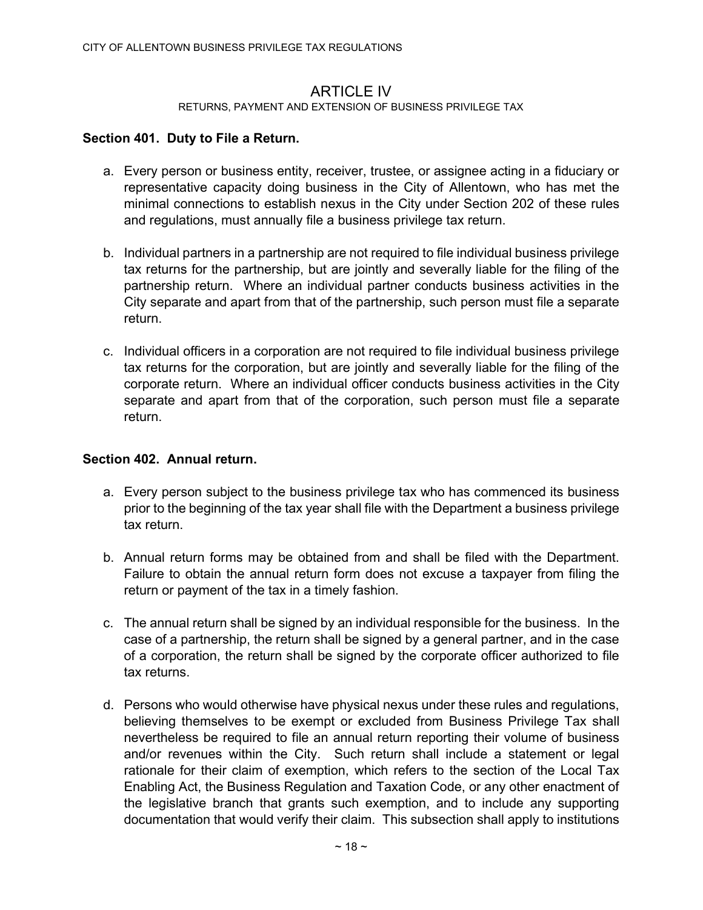# ARTICLE IV

RETURNS, PAYMENT AND EXTENSION OF BUSINESS PRIVILEGE TAX

### Section 401. Duty to File a Return.

a. Every person or business entity, receiver, trustee, or assignee acting in a fiduciary or representative capacity doing business in the City of Allentown, who has met the minimal connections to establish nexus in the City under Section 202 of these rules and regulations, must annually file a business privilege tax return.

b. Individual partners in a partnership are not required to file individual business privilege tax returns for the partnership, but are jointly and severally liable for the filing of the partnership return. Where an individual partner conducts business activities in the City separate and apart from that of the partnership, such person must file a separate return.

c. Individual officers in a corporation are not required to file individual business privilege tax returns for the corporation, but are jointly and severally liable for the filing of the corporate return. Where an individual officer conducts business activities in the City separate and apart from that of the corporation, such person must file a separate return.

### Section 402. Annual return.

a. Every person subject to the business privilege tax who has commenced its business prior to the beginning of the tax year shall file with the Department a business privilege tax return.

b. Annual return forms may be obtained from and shall be filed with the Department. Failure to obtain the annual return form does not excuse a taxpayer from filing the return or payment of the tax in a timely fashion.

c. The annual return shall be signed by an individual responsible for the business. In the case of a partnership, the return shall be signed by a general partner, and in the case of a corporation, the return shall be signed by the corporate officer authorized to file tax returns.

d. Persons who would otherwise have physical nexus under these rules and regulations, believing themselves to be exempt or excluded from Business Privilege Tax shall nevertheless be required to file an annual return reporting their volume of business and/or revenues within the City. Such return shall include a statement or legal rationale for their claim of exemption, which refers to the section of the Local Tax Enabling Act, the Business Regulation and Taxation Code, or any other enactment of the legislative branch that grants such exemption, and to include any supporting documentation that would verify their claim. This subsection shall apply to institutions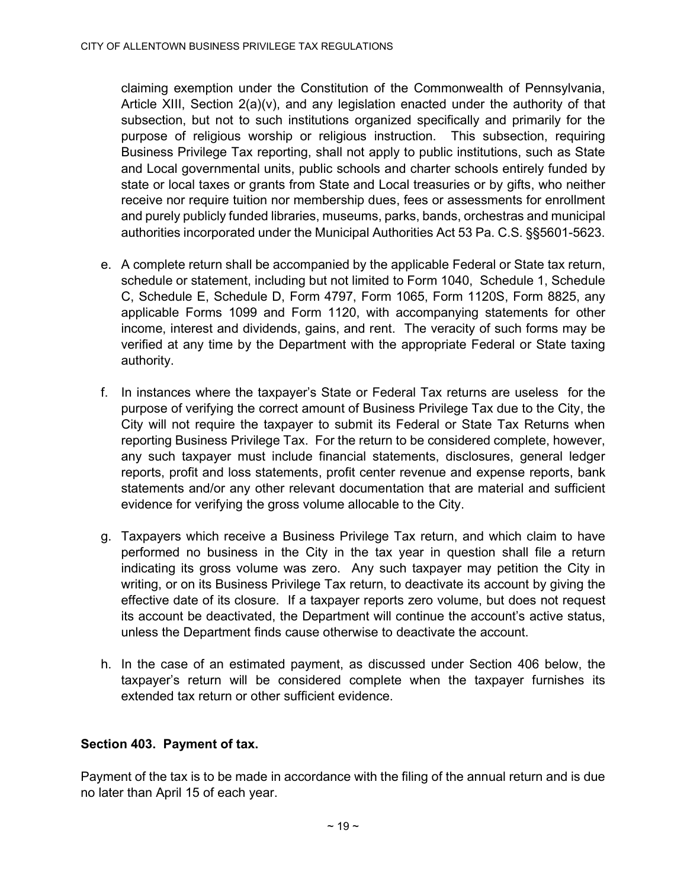claiming exemption under the Constitution of the Commonwealth of Pennsylvania, Article XIII, Section 2(a)(v), and any legislation enacted under the authority of that subsection, but not to such institutions organized specifically and primarily for the purpose of religious worship or religious instruction. This subsection, requiring Business Privilege Tax reporting, shall not apply to public institutions, such as State and Local governmental units, public schools and charter schools entirely funded by state or local taxes or grants from State and Local treasuries or by gifts, who neither receive nor require tuition nor membership dues, fees or assessments for enrollment and purely publicly funded libraries, museums, parks, bands, orchestras and municipal authorities incorporated under the Municipal Authorities Act 53 Pa. C.S. §§5601-5623.

e. A complete return shall be accompanied by the applicable Federal or State tax return, schedule or statement, including but not limited to Form 1040, Schedule 1, Schedule C, Schedule E, Schedule D, Form 4797, Form 1065, Form 1120S, Form 8825, any applicable Forms 1099 and Form 1120, with accompanying statements for other income, interest and dividends, gains, and rent. The veracity of such forms may be verified at any time by the Department with the appropriate Federal or State taxing authority.

f. In instances where the taxpayer's State or Federal Tax returns are useless for the purpose of verifying the correct amount of Business Privilege Tax due to the City, the City will not require the taxpayer to submit its Federal or State Tax Returns when reporting Business Privilege Tax. For the return to be considered complete, however, any such taxpayer must include financial statements, disclosures, general ledger reports, profit and loss statements, profit center revenue and expense reports, bank statements and/or any other relevant documentation that are material and sufficient evidence for verifying the gross volume allocable to the City.

g. Taxpayers which receive a Business Privilege Tax return, and which claim to have performed no business in the City in the tax year in question shall file a return indicating its gross volume was zero. Any such taxpayer may petition the City in writing, or on its Business Privilege Tax return, to deactivate its account by giving the effective date of its closure. If a taxpayer reports zero volume, but does not request its account be deactivated, the Department will continue the account's active status, unless the Department finds cause otherwise to deactivate the account.

h. In the case of an estimated payment, as discussed under Section 406 below, the taxpayer's return will be considered complete when the taxpayer furnishes its extended tax return or other sufficient evidence.

**Section 403. Payment of tax.**

Payment of the tax is to be made in accordance with the filing of the annual return and is due no later than April 15 of each year.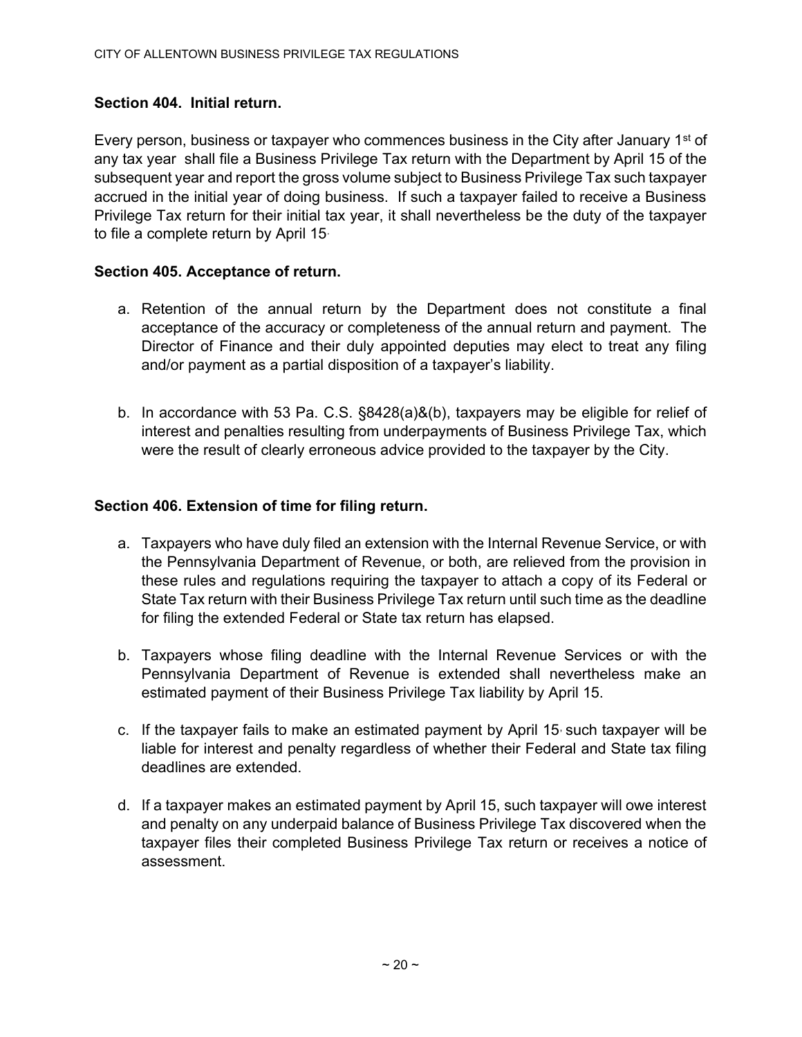## Section 404. Initial return.

Every person, business or taxpayer who commences business in the City after January 1st of any tax year shall file a Business Privilege Tax return with the Department by April 15 of the subsequent year and report the gross volume subject to Business Privilege Tax such taxpayer accrued in the initial year of doing business. If such a taxpayer failed to receive a Business Privilege Tax return for their initial tax year, it shall nevertheless be the duty of the taxpayer to file a complete return by April 15.

## Section 405. Acceptance of return.

a. Retention of the annual return by the Department does not constitute a final acceptance of the accuracy or completeness of the annual return and payment. The Director of Finance and their duly appointed deputies may elect to treat any filing and/or payment as a partial disposition of a taxpayer's liability.

b. In accordance with 53 Pa. C.S. §8428(a)&(b), taxpayers may be eligible for relief of interest and penalties resulting from underpayments of Business Privilege Tax, which were the result of clearly erroneous advice provided to the taxpayer by the City.

## Section 406. Extension of time for filing return.

a. Taxpayers who have duly filed an extension with the Internal Revenue Service, or with the Pennsylvania Department of Revenue, or both, are relieved from the provision in these rules and regulations requiring the taxpayer to attach a copy of its Federal or State Tax return with their Business Privilege Tax return until such time as the deadline for filing the extended Federal or State tax return has elapsed.

b. Taxpayers whose filing deadline with the Internal Revenue Services or with the Pennsylvania Department of Revenue is extended shall nevertheless make an estimated payment of their Business Privilege Tax liability by April 15.

c. If the taxpayer fails to make an estimated payment by April 15, such taxpayer will be liable for interest and penalty regardless of whether their Federal and State tax filing deadlines are extended.

d. If a taxpayer makes an estimated payment by April 15, such taxpayer will owe interest and penalty on any underpaid balance of Business Privilege Tax discovered when the taxpayer files their completed Business Privilege Tax return or receives a notice of assessment.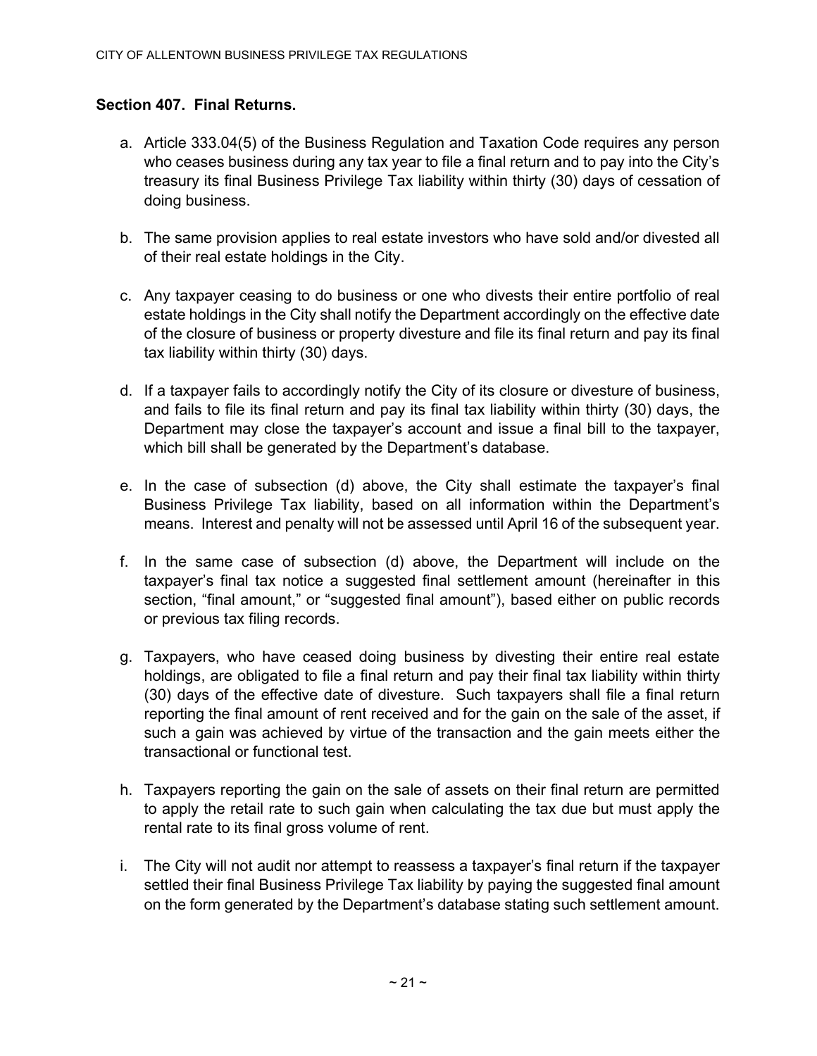## Section 407. Final Returns.

a. Article 333.04(5) of the Business Regulation and Taxation Code requires any person who ceases business during any tax year to file a final return and to pay into the City's treasury its final Business Privilege Tax liability within thirty (30) days of cessation of doing business.

b. The same provision applies to real estate investors who have sold and/or divested all of their real estate holdings in the City.

c. Any taxpayer ceasing to do business or one who divests their entire portfolio of real estate holdings in the City shall notify the Department accordingly on the effective date of the closure of business or property divesture and file its final return and pay its final tax liability within thirty (30) days.

d. If a taxpayer fails to accordingly notify the City of its closure or divesture of business, and fails to file its final return and pay its final tax liability within thirty (30) days, the Department may close the taxpayer's account and issue a final bill to the taxpayer, which bill shall be generated by the Department's database.

e. In the case of subsection (d) above, the City shall estimate the taxpayer's final Business Privilege Tax liability, based on all information within the Department's means. Interest and penalty will not be assessed until April 16 of the subsequent year.

f. In the same case of subsection (d) above, the Department will include on the taxpayer's final tax notice a suggested final settlement amount (hereinafter in this section, "final amount," or "suggested final amount"), based either on public records or previous tax filing records.

g. Taxpayers, who have ceased doing business by divesting their entire real estate holdings, are obligated to file a final return and pay their final tax liability within thirty (30) days of the effective date of divesture. Such taxpayers shall file a final return reporting the final amount of rent received and for the gain on the sale of the asset, if such a gain was achieved by virtue of the transaction and the gain meets either the transactional or functional test.

h. Taxpayers reporting the gain on the sale of assets on their final return are permitted to apply the retail rate to such gain when calculating the tax due but must apply the rental rate to its final gross volume of rent.

i. The City will not audit nor attempt to reassess a taxpayer's final return if the taxpayer settled their final Business Privilege Tax liability by paying the suggested final amount on the form generated by the Department's database stating such settlement amount.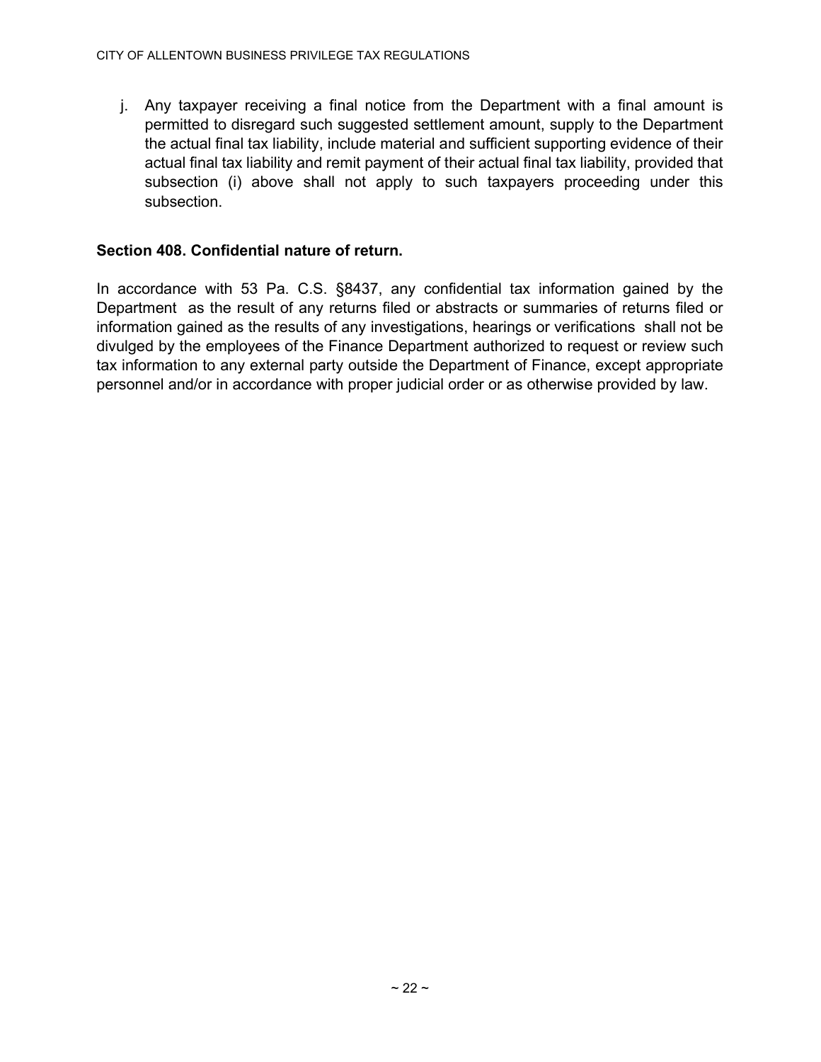j. Any taxpayer receiving a final notice from the Department with a final amount is permitted to disregard such suggested settlement amount, supply to the Department the actual final tax liability, include material and sufficient supporting evidence of their actual final tax liability and remit payment of their actual final tax liability, provided that subsection (i) above shall not apply to such taxpayers proceeding under this subsection.

### Section 408. Confidential nature of return.

In accordance with 53 Pa. C.S. §8437, any confidential tax information gained by the Department as the result of any returns filed or abstracts or summaries of returns filed or information gained as the results of any investigations, hearings or verifications shall not be divulged by the employees of the Finance Department authorized to request or review such tax information to any external party outside the Department of Finance, except appropriate personnel and/or in accordance with proper judicial order or as otherwise provided by law.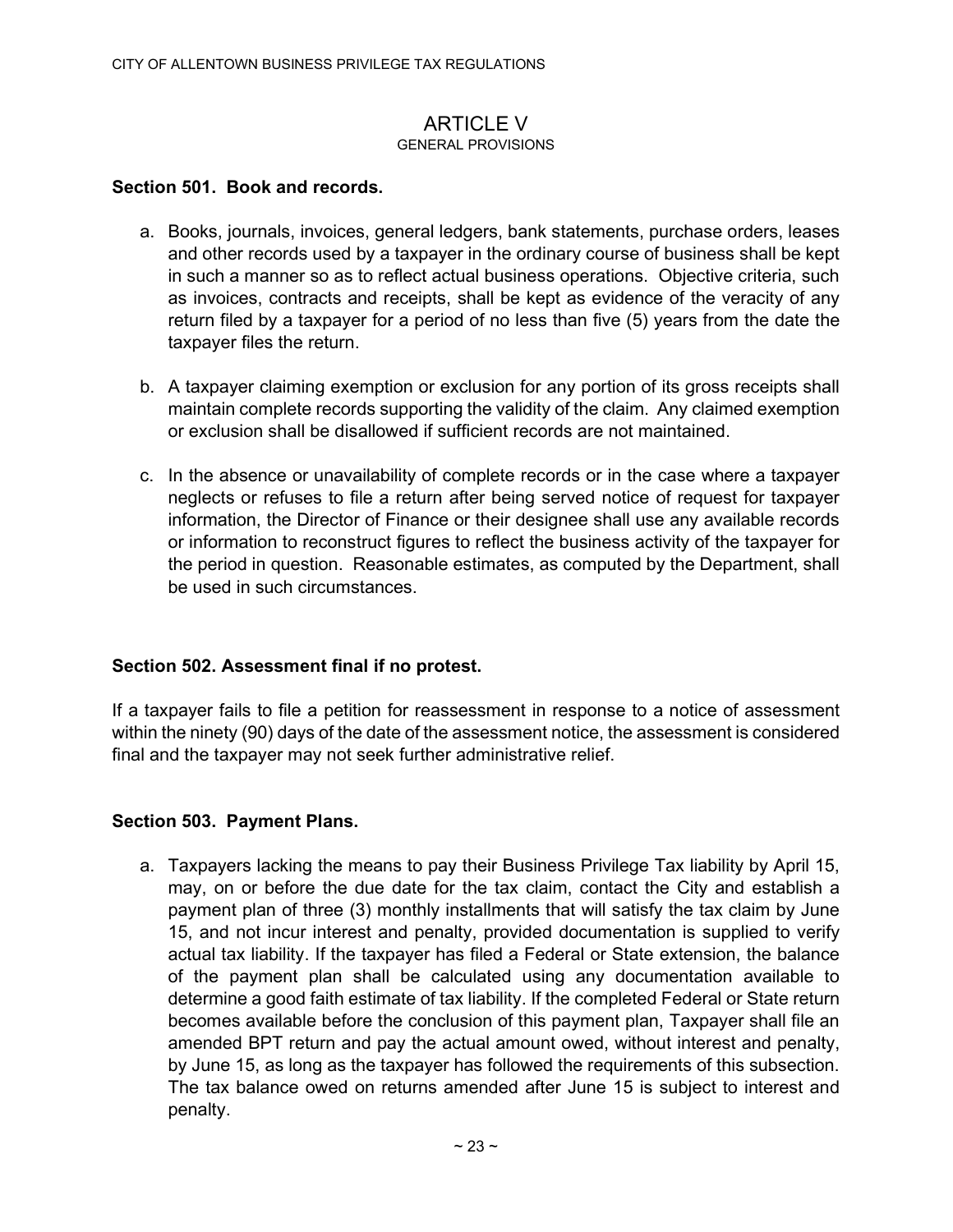# ARTICLE V

GENERAL PROVISIONS

**Section 501. Book and records.**

a. Books, journals, invoices, general ledgers, bank statements, purchase orders, leases and other records used by a taxpayer in the ordinary course of business shall be kept in such a manner so as to reflect actual business operations. Objective criteria, such as invoices, contracts and receipts, shall be kept as evidence of the veracity of any return filed by a taxpayer for a period of no less than five (5) years from the date the taxpayer files the return.

b. A taxpayer claiming exemption or exclusion for any portion of its gross receipts shall maintain complete records supporting the validity of the claim. Any claimed exemption or exclusion shall be disallowed if sufficient records are not maintained.

c. In the absence or unavailability of complete records or in the case where a taxpayer neglects or refuses to file a return after being served notice of request for taxpayer information, the Director of Finance or their designee shall use any available records or information to reconstruct figures to reflect the business activity of the taxpayer for the period in question. Reasonable estimates, as computed by the Department, shall be used in such circumstances.

**Section 502. Assessment final if no protest.**

If a taxpayer fails to file a petition for reassessment in response to a notice of assessment within the ninety (90) days of the date of the assessment notice, the assessment is considered final and the taxpayer may not seek further administrative relief.

**Section 503. Payment Plans.**

a. Taxpayers lacking the means to pay their Business Privilege Tax liability by April 15, may, on or before the due date for the tax claim, contact the City and establish a payment plan of three (3) monthly installments that will satisfy the tax claim by June 15, and not incur interest and penalty, provided documentation is supplied to verify actual tax liability. If the taxpayer has filed a Federal or State extension, the balance of the payment plan shall be calculated using any documentation available to determine a good faith estimate of tax liability. If the completed Federal or State return becomes available before the conclusion of this payment plan, Taxpayer shall file an amended BPT return and pay the actual amount owed, without interest and penalty, by June 15, as long as the taxpayer has followed the requirements of this subsection. The tax balance owed on returns amended after June 15 is subject to interest and penalty.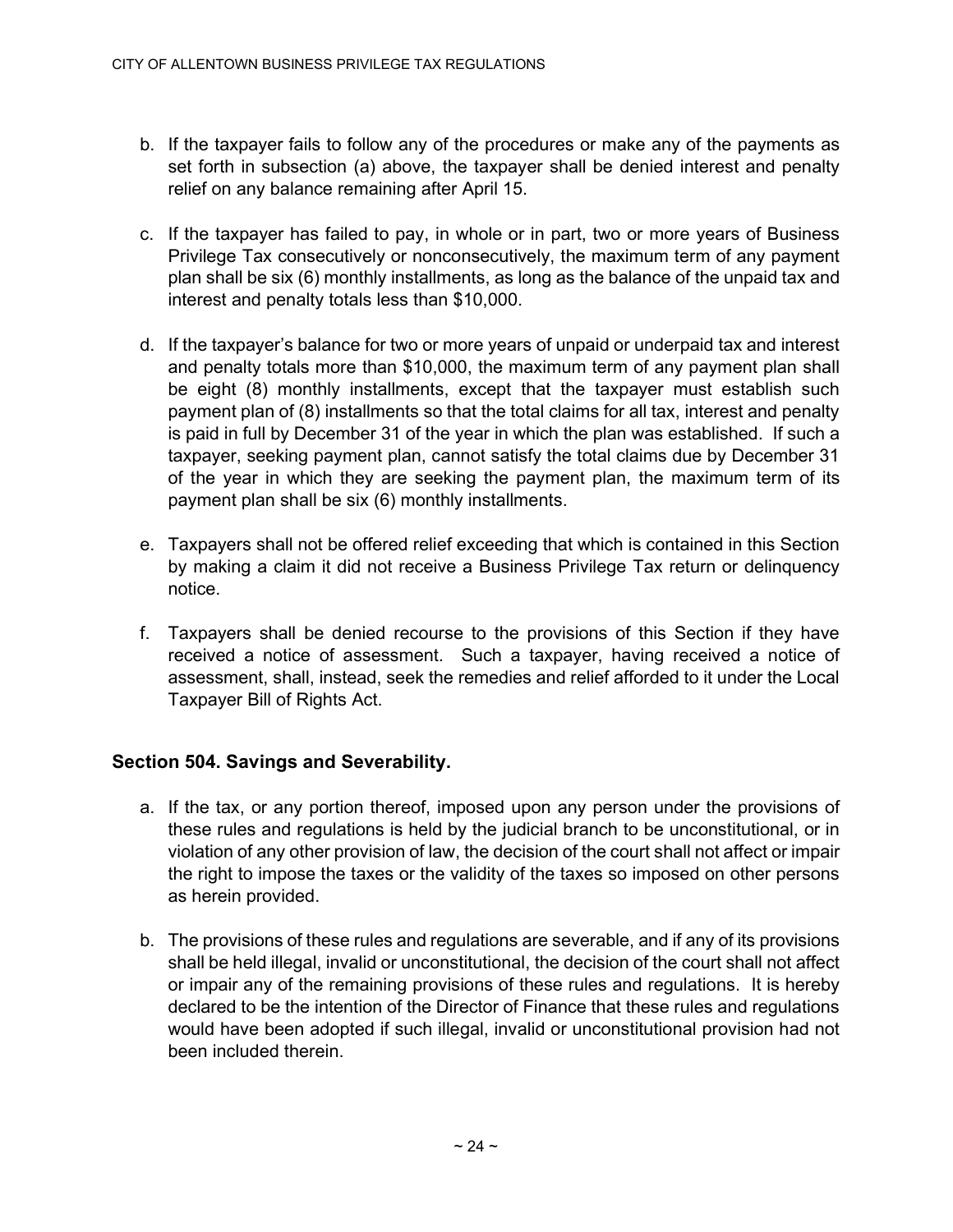b. If the taxpayer fails to follow any of the procedures or make any of the payments as set forth in subsection (a) above, the taxpayer shall be denied interest and penalty relief on any balance remaining after April 15.

c. If the taxpayer has failed to pay, in whole or in part, two or more years of Business Privilege Tax consecutively or nonconsecutively, the maximum term of any payment plan shall be six (6) monthly installments, as long as the balance of the unpaid tax and interest and penalty totals less than $10,000.

d. If the taxpayer's balance for two or more years of unpaid or underpaid tax and interest and penalty totals more than $10,000, the maximum term of any payment plan shall be eight (8) monthly installments, except that the taxpayer must establish such payment plan of (8) installments so that the total claims for all tax, interest and penalty is paid in full by December 31 of the year in which the plan was established. If such a taxpayer, seeking payment plan, cannot satisfy the total claims due by December 31 of the year in which they are seeking the payment plan, the maximum term of its payment plan shall be six (6) monthly installments.

e. Taxpayers shall not be offered relief exceeding that which is contained in this Section by making a claim it did not receive a Business Privilege Tax return or delinquency notice.

f. Taxpayers shall be denied recourse to the provisions of this Section if they have received a notice of assessment. Such a taxpayer, having received a notice of assessment, shall, instead, seek the remedies and relief afforded to it under the Local Taxpayer Bill of Rights Act.

### Section 504. Savings and Severability.

a. If the tax, or any portion thereof, imposed upon any person under the provisions of these rules and regulations is held by the judicial branch to be unconstitutional, or in violation of any other provision of law, the decision of the court shall not affect or impair the right to impose the taxes or the validity of the taxes so imposed on other persons as herein provided.

b. The provisions of these rules and regulations are severable, and if any of its provisions shall be held illegal, invalid or unconstitutional, the decision of the court shall not affect or impair any of the remaining provisions of these rules and regulations. It is hereby declared to be the intention of the Director of Finance that these rules and regulations would have been adopted if such illegal, invalid or unconstitutional provision had not been included therein.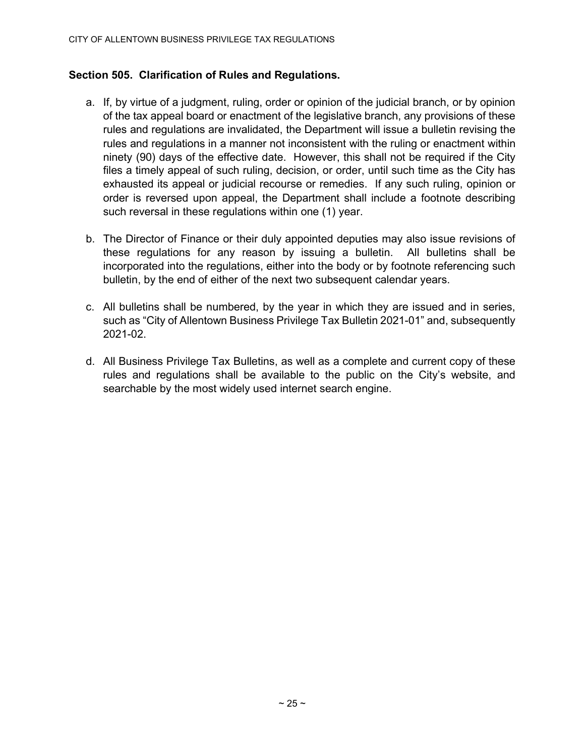## Section 505. Clarification of Rules and Regulations.

a. If, by virtue of a judgment, ruling, order or opinion of the judicial branch, or by opinion of the tax appeal board or enactment of the legislative branch, any provisions of these rules and regulations are invalidated, the Department will issue a bulletin revising the rules and regulations in a manner not inconsistent with the ruling or enactment within ninety (90) days of the effective date. However, this shall not be required if the City files a timely appeal of such ruling, decision, or order, until such time as the City has exhausted its appeal or judicial recourse or remedies. If any such ruling, opinion or order is reversed upon appeal, the Department shall include a footnote describing such reversal in these regulations within one (1) year.

b. The Director of Finance or their duly appointed deputies may also issue revisions of these regulations for any reason by issuing a bulletin. All bulletins shall be incorporated into the regulations, either into the body or by footnote referencing such bulletin, by the end of either of the next two subsequent calendar years.

c. All bulletins shall be numbered, by the year in which they are issued and in series, such as "City of Allentown Business Privilege Tax Bulletin 2021-01" and, subsequently 2021-02.

d. All Business Privilege Tax Bulletins, as well as a complete and current copy of these rules and regulations shall be available to the public on the City's website, and searchable by the most widely used internet search engine.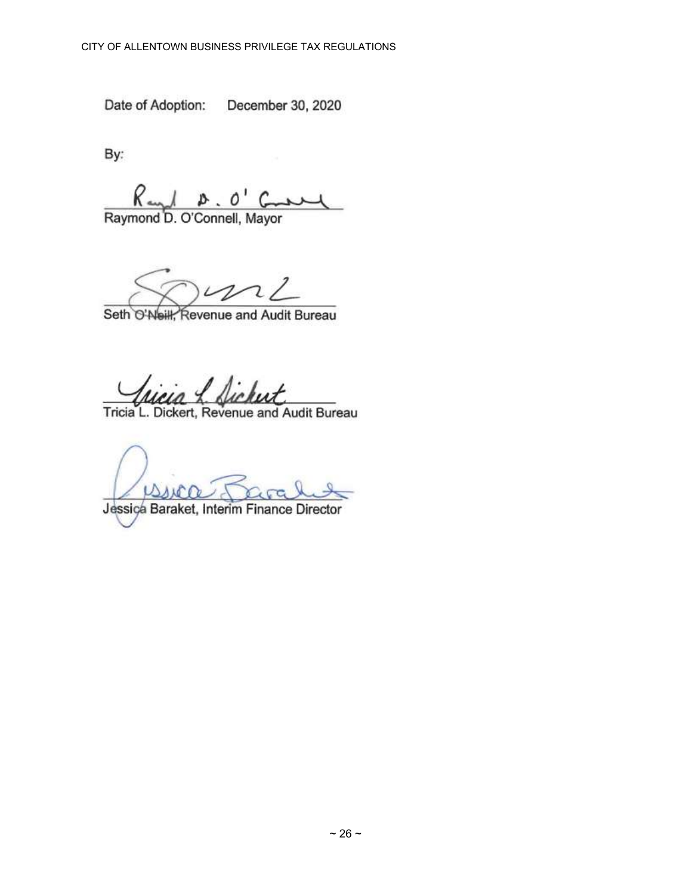Date of Adoption: December 30, 2020

By:

Raymond D. O'Connell, Mayor

Seth O'Neill, Revenue and Audit Bureau

Tricia L. Dickert, Revenue and Audit Bureau

Jessica Baraket, Interim Finance Director